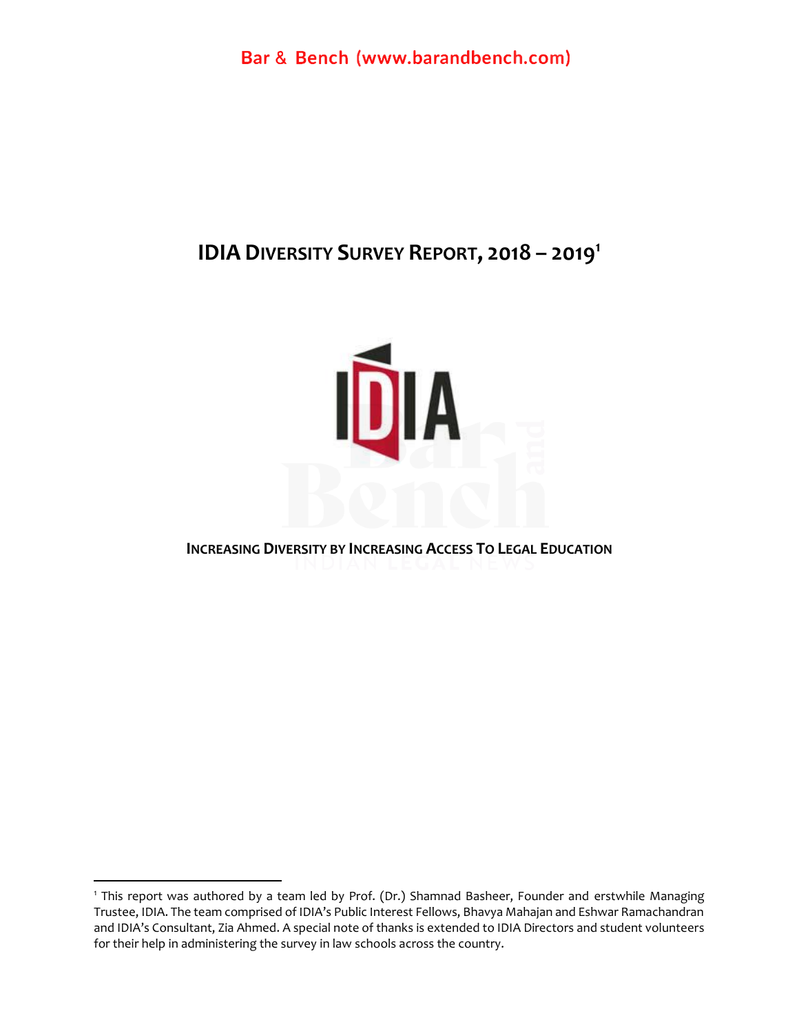# IDIA DIVERSITY SURVEY REPORT, 2018 – 2019[1]

**INCREASING DIVERSITY BY INCREASING ACCESS TO LEGAL EDUCATION**

---

[1] This report was authored by a team led by Prof. (Dr.) Shamnad Basheer, Founder and erstwhile Managing Trustee, IDIA. The team comprised of IDIA's Public Interest Fellows, Bhavya Mahajan and Eshwar Ramachandran and IDIA's Consultant, Zia Ahmed. A special note of thanks is extended to IDIA Directors and student volunteers for their help in administering the survey in law schools across the country.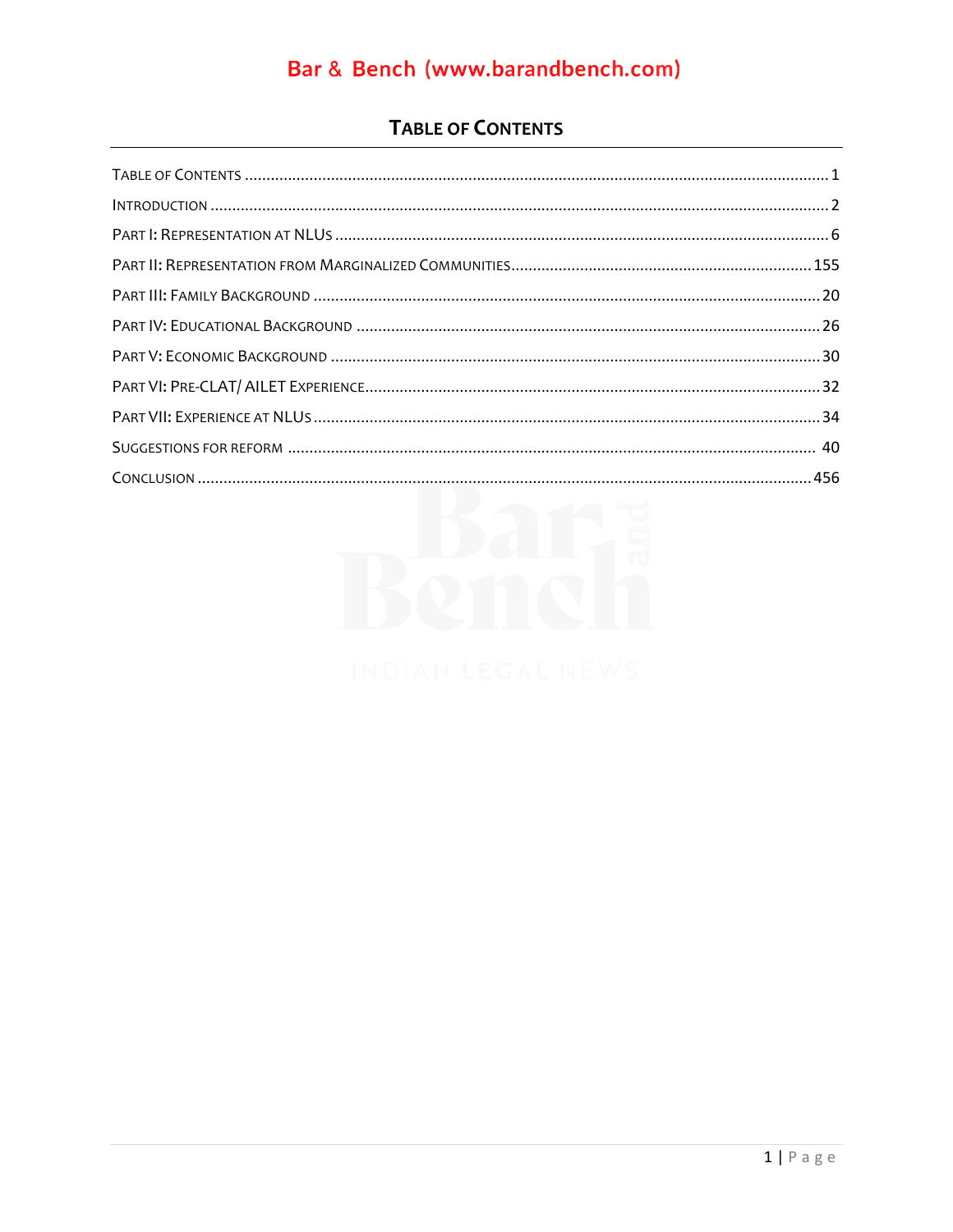## TABLE OF CONTENTS

TABLE OF CONTENTS ........................................................................................................................ 1

INTRODUCTION .............................................................................................................................. 2

PART I: REPRESENTATION AT NLUS ................................................................................................ 6

PART II: REPRESENTATION FROM MARGINALIZED COMMUNITIES ................................................... 155

PART III: FAMILY BACKGROUND .................................................................................................... 20

PART IV: EDUCATIONAL BACKGROUND .......................................................................................... 26

PART V: ECONOMIC BACKGROUND ................................................................................................ 30

PART VI: PRE-CLAT/ AILET EXPERIENCE ......................................................................................... 32

PART VII: EXPERIENCE AT NLUS ..................................................................................................... 34

SUGGESTIONS FOR REFORM ........................................................................................................ 40

CONCLUSION ............................................................................................................................... 456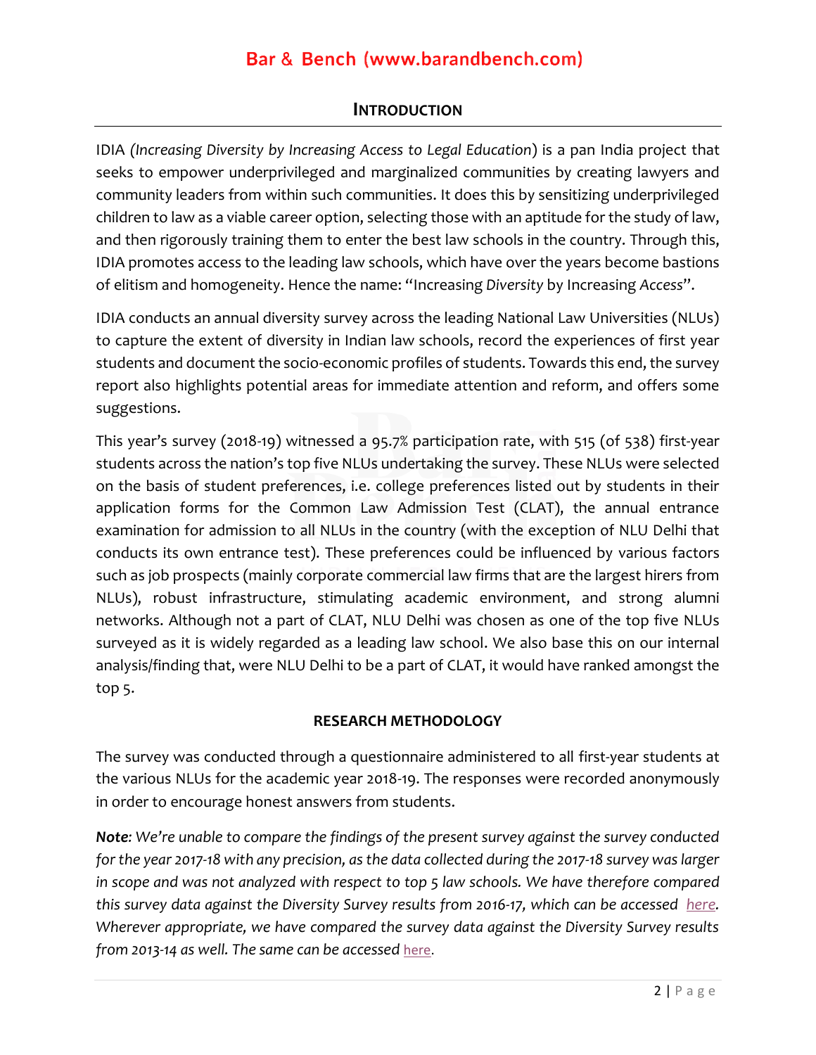## INTRODUCTION

IDIA *(Increasing Diversity by Increasing Access to Legal Education*) is a pan India project that seeks to empower underprivileged and marginalized communities by creating lawyers and community leaders from within such communities. It does this by sensitizing underprivileged children to law as a viable career option, selecting those with an aptitude for the study of law, and then rigorously training them to enter the best law schools in the country. Through this, IDIA promotes access to the leading law schools, which have over the years become bastions of elitism and homogeneity. Hence the name: "Increasing *Diversity* by Increasing *Access*".

IDIA conducts an annual diversity survey across the leading National Law Universities (NLUs) to capture the extent of diversity in Indian law schools, record the experiences of first year students and document the socio-economic profiles of students. Towards this end, the survey report also highlights potential areas for immediate attention and reform, and offers some suggestions.

This year's survey (2018-19) witnessed a 95.7% participation rate, with 515 (of 538) first-year students across the nation's top five NLUs undertaking the survey. These NLUs were selected on the basis of student preferences, i.e. college preferences listed out by students in their application forms for the Common Law Admission Test (CLAT), the annual entrance examination for admission to all NLUs in the country (with the exception of NLU Delhi that conducts its own entrance test). These preferences could be influenced by various factors such as job prospects (mainly corporate commercial law firms that are the largest hirers from NLUs), robust infrastructure, stimulating academic environment, and strong alumni networks. Although not a part of CLAT, NLU Delhi was chosen as one of the top five NLUs surveyed as it is widely regarded as a leading law school. We also base this on our internal analysis/finding that, were NLU Delhi to be a part of CLAT, it would have ranked amongst the top 5.

### RESEARCH METHODOLOGY

The survey was conducted through a questionnaire administered to all first-year students at the various NLUs for the academic year 2018-19. The responses were recorded anonymously in order to encourage honest answers from students.

***Note****: We're unable to compare the findings of the present survey against the survey conducted for the year 2017-18 with any precision, as the data collected during the 2017-18 survey was larger in scope and was not analyzed with respect to top 5 law schools. We have therefore compared this survey data against the Diversity Survey results from 2016-17, which can be accessed here. Wherever appropriate, we have compared the survey data against the Diversity Survey results from 2013-14 as well. The same can be accessed here.*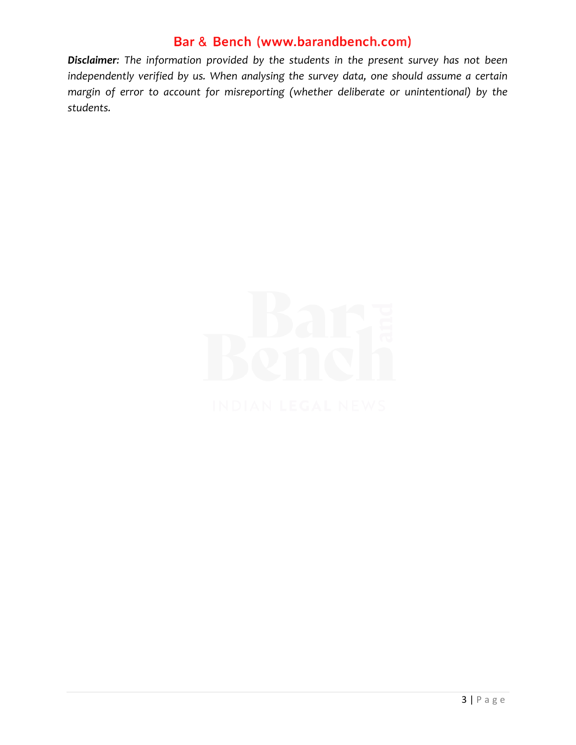***Disclaimer**: The information provided by the students in the present survey has not been independently verified by us. When analysing the survey data, one should assume a certain margin of error to account for misreporting (whether deliberate or unintentional) by the students.*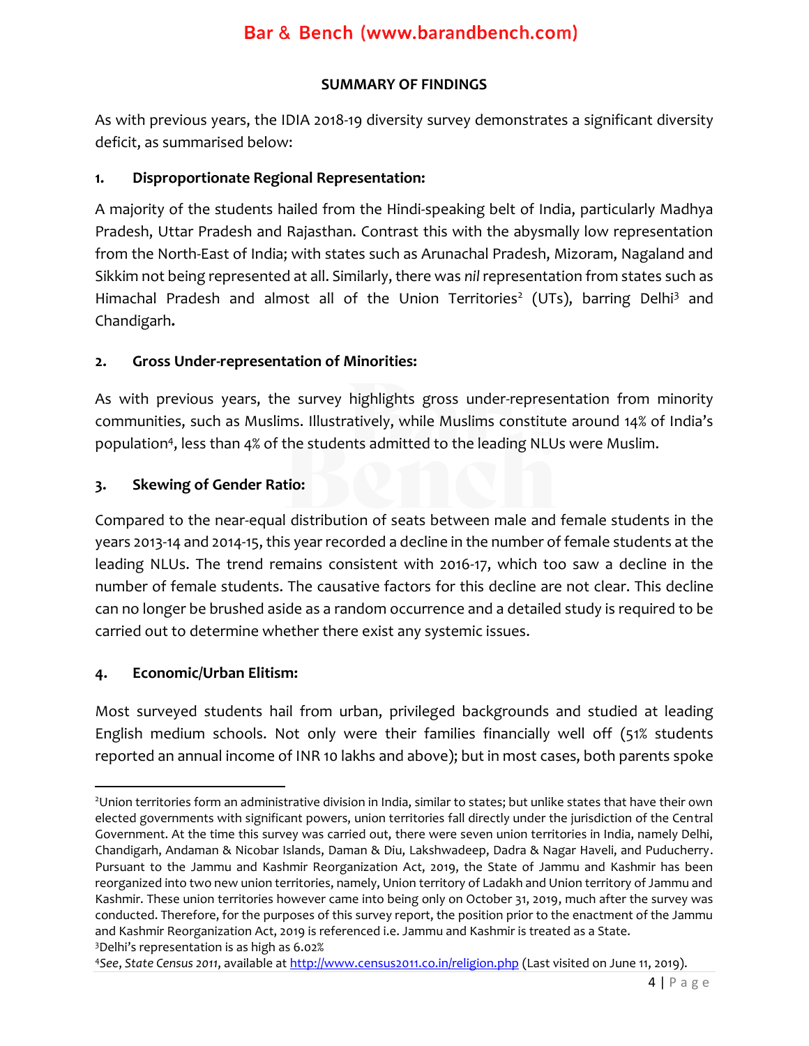## SUMMARY OF FINDINGS

As with previous years, the IDIA 2018-19 diversity survey demonstrates a significant diversity deficit, as summarised below:

**1. Disproportionate Regional Representation:**

A majority of the students hailed from the Hindi-speaking belt of India, particularly Madhya Pradesh, Uttar Pradesh and Rajasthan. Contrast this with the abysmally low representation from the North-East of India; with states such as Arunachal Pradesh, Mizoram, Nagaland and Sikkim not being represented at all. Similarly, there was *nil* representation from states such as Himachal Pradesh and almost all of the Union Territories[2] (UTs), barring Delhi[3] and Chandigarh**.**

**2. Gross Under-representation of Minorities:**

As with previous years, the survey highlights gross under-representation from minority communities, such as Muslims. Illustratively, while Muslims constitute around 14% of India's population[4], less than 4% of the students admitted to the leading NLUs were Muslim.

**3. Skewing of Gender Ratio:**

Compared to the near-equal distribution of seats between male and female students in the years 2013-14 and 2014-15, this year recorded a decline in the number of female students at the leading NLUs. The trend remains consistent with 2016-17, which too saw a decline in the number of female students. The causative factors for this decline are not clear. This decline can no longer be brushed aside as a random occurrence and a detailed study is required to be carried out to determine whether there exist any systemic issues.

**4. Economic/Urban Elitism:**

Most surveyed students hail from urban, privileged backgrounds and studied at leading English medium schools. Not only were their families financially well off (51% students reported an annual income of INR 10 lakhs and above); but in most cases, both parents spoke

---

[2] Union territories form an administrative division in India, similar to states; but unlike states that have their own elected governments with significant powers, union territories fall directly under the jurisdiction of the Central Government. At the time this survey was carried out, there were seven union territories in India, namely Delhi, Chandigarh, Andaman & Nicobar Islands, Daman & Diu, Lakshwadeep, Dadra & Nagar Haveli, and Puducherry. Pursuant to the Jammu and Kashmir Reorganization Act, 2019, the State of Jammu and Kashmir has been reorganized into two new union territories, namely, Union territory of Ladakh and Union territory of Jammu and Kashmir. These union territories however came into being only on October 31, 2019, much after the survey was conducted. Therefore, for the purposes of this survey report, the position prior to the enactment of the Jammu and Kashmir Reorganization Act, 2019 is referenced i.e. Jammu and Kashmir is treated as a State.

[3] Delhi's representation is as high as 6.02%

[4] *See*, *State Census 2011*, available at http://www.census2011.co.in/religion.php (Last visited on June 11, 2019).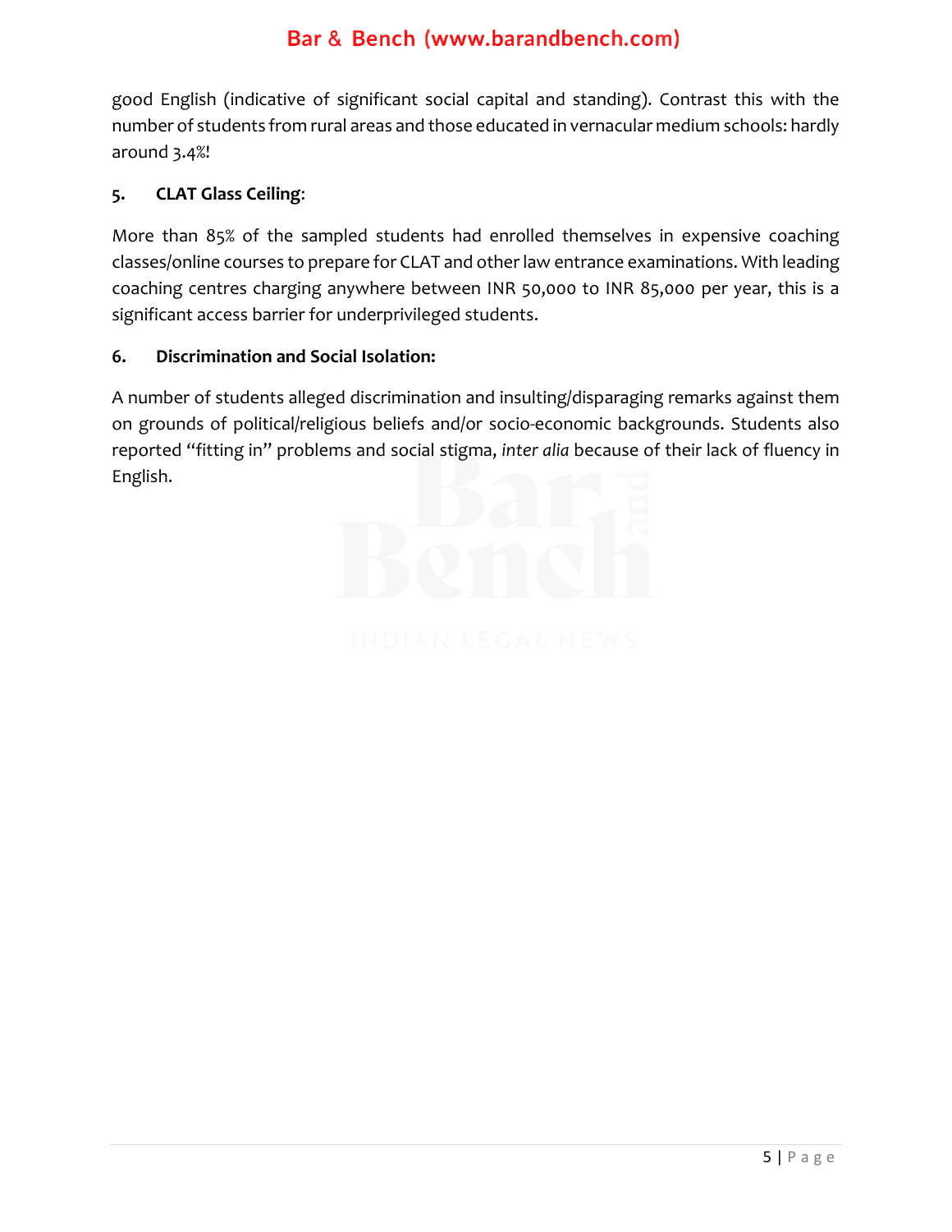good English (indicative of significant social capital and standing). Contrast this with the number of students from rural areas and those educated in vernacular medium schools: hardly around 3.4%!

**5. CLAT Glass Ceiling**:

More than 85% of the sampled students had enrolled themselves in expensive coaching classes/online courses to prepare for CLAT and other law entrance examinations. With leading coaching centres charging anywhere between INR 50,000 to INR 85,000 per year, this is a significant access barrier for underprivileged students.

**6. Discrimination and Social Isolation:**

A number of students alleged discrimination and insulting/disparaging remarks against them on grounds of political/religious beliefs and/or socio-economic backgrounds. Students also reported "fitting in" problems and social stigma, *inter alia* because of their lack of fluency in English.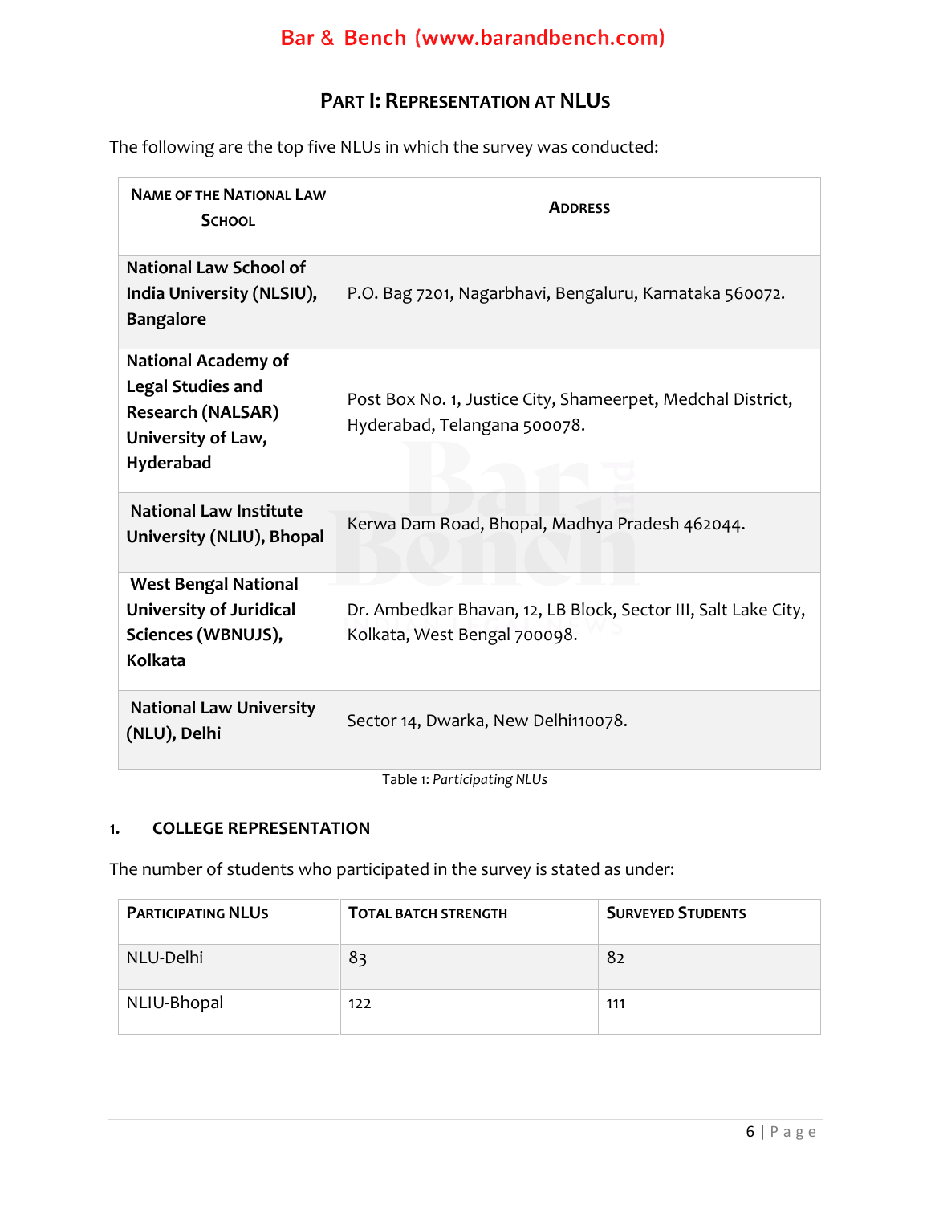## PART I: REPRESENTATION AT NLUS

The following are the top five NLUs in which the survey was conducted:

| NAME OF THE NATIONAL LAW SCHOOL | ADDRESS |
|---|---|
| **National Law School of India University (NLSIU), Bangalore** | P.O. Bag 7201, Nagarbhavi, Bengaluru, Karnataka 560072. |
| **National Academy of Legal Studies and Research (NALSAR) University of Law, Hyderabad** | Post Box No. 1, Justice City, Shameerpet, Medchal District, Hyderabad, Telangana 500078. |
| **National Law Institute University (NLIU), Bhopal** | Kerwa Dam Road, Bhopal, Madhya Pradesh 462044. |
| **West Bengal National University of Juridical Sciences (WBNUJS), Kolkata** | Dr. Ambedkar Bhavan, 12, LB Block, Sector III, Salt Lake City, Kolkata, West Bengal 700098. |
| **National Law University (NLU), Delhi** | Sector 14, Dwarka, New Delhi110078. |

Table 1: *Participating NLUs*

### 1. COLLEGE REPRESENTATION

The number of students who participated in the survey is stated as under:

| PARTICIPATING NLUS | TOTAL BATCH STRENGTH | SURVEYED STUDENTS |
|---|---|---|
| NLU-Delhi | 83 | 82 |
| NLIU-Bhopal | 122 | 111 |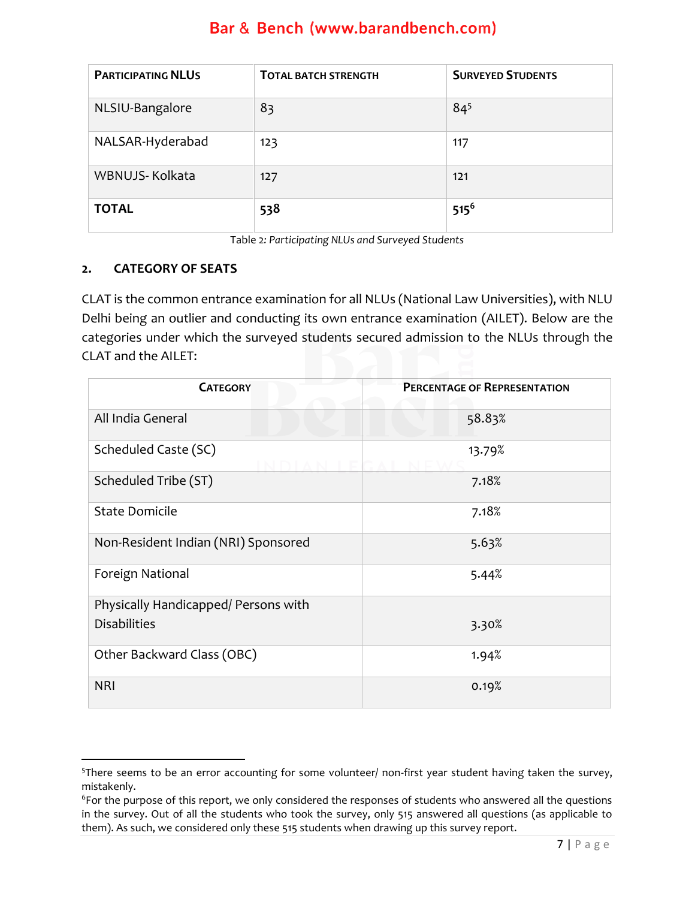| PARTICIPATING NLUs | TOTAL BATCH STRENGTH | SURVEYED STUDENTS |
|---|---|---|
| NLSIU-Bangalore | 83 | 84[5] |
| NALSAR-Hyderabad | 123 | 117 |
| WBNUJS- Kolkata | 127 | 121 |
| **TOTAL** | **538** | **515**[6] |

Table 2: *Participating NLUs and Surveyed Students*

## 2. CATEGORY OF SEATS

CLAT is the common entrance examination for all NLUs (National Law Universities), with NLU Delhi being an outlier and conducting its own entrance examination (AILET). Below are the categories under which the surveyed students secured admission to the NLUs through the CLAT and the AILET:

| CATEGORY | PERCENTAGE OF REPRESENTATION |
|---|---|
| All India General | 58.83% |
| Scheduled Caste (SC) | 13.79% |
| Scheduled Tribe (ST) | 7.18% |
| State Domicile | 7.18% |
| Non-Resident Indian (NRI) Sponsored | 5.63% |
| Foreign National | 5.44% |
| Physically Handicapped/ Persons with Disabilities | 3.30% |
| Other Backward Class (OBC) | 1.94% |
| NRI | 0.19% |

[5] There seems to be an error accounting for some volunteer/ non-first year student having taken the survey, mistakenly.

[6] For the purpose of this report, we only considered the responses of students who answered all the questions in the survey. Out of all the students who took the survey, only 515 answered all questions (as applicable to them). As such, we considered only these 515 students when drawing up this survey report.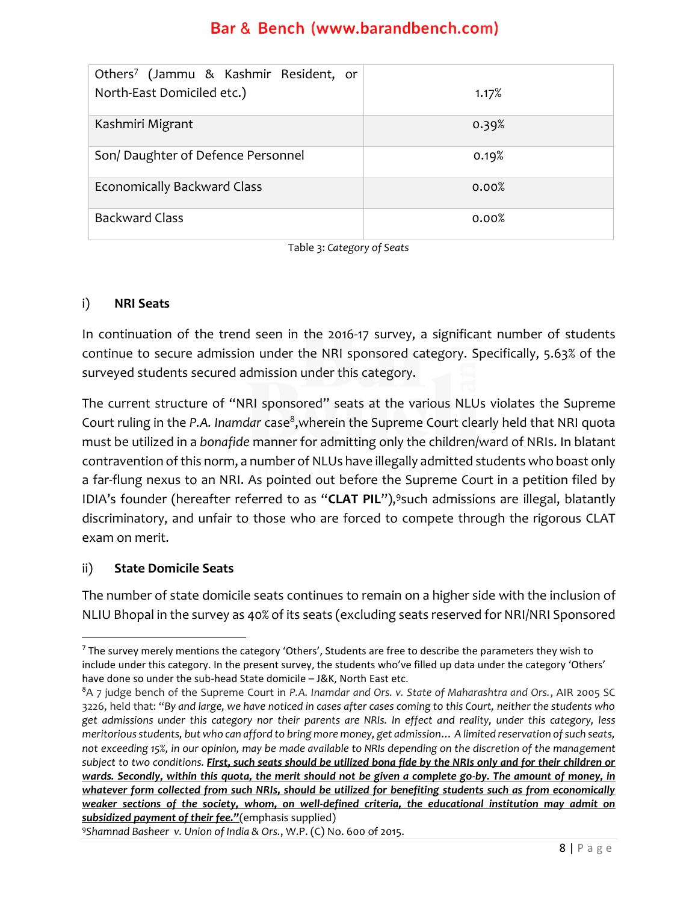| Others[7] (Jammu & Kashmir Resident, or North-East Domiciled etc.) | 1.17% |
|---|---|
| Kashmiri Migrant | 0.39% |
| Son/ Daughter of Defence Personnel | 0.19% |
| Economically Backward Class | 0.00% |
| Backward Class | 0.00% |

Table 3: *Category of Seats*

i) **NRI Seats**

In continuation of the trend seen in the 2016-17 survey, a significant number of students continue to secure admission under the NRI sponsored category. Specifically, 5.63% of the surveyed students secured admission under this category.

The current structure of "NRI sponsored" seats at the various NLUs violates the Supreme Court ruling in the *P.A. Inamdar* case[8],wherein the Supreme Court clearly held that NRI quota must be utilized in a *bonafide* manner for admitting only the children/ward of NRIs. In blatant contravention of this norm, a number of NLUs have illegally admitted students who boast only a far-flung nexus to an NRI. As pointed out before the Supreme Court in a petition filed by IDIA's founder (hereafter referred to as "**CLAT PIL**"),[9]such admissions are illegal, blatantly discriminatory, and unfair to those who are forced to compete through the rigorous CLAT exam on merit.

ii) **State Domicile Seats**

The number of state domicile seats continues to remain on a higher side with the inclusion of NLIU Bhopal in the survey as 40% of its seats (excluding seats reserved for NRI/NRI Sponsored

---

[7] The survey merely mentions the category 'Others', Students are free to describe the parameters they wish to include under this category. In the present survey, the students who've filled up data under the category 'Others' have done so under the sub-head State domicile – J&K, North East etc.

[8] A 7 judge bench of the Supreme Court in *P.A. Inamdar and Ors. v. State of Maharashtra and Ors.*, AIR 2005 SC 3226, held that: "*By and large, we have noticed in cases after cases coming to this Court, neither the students who get admissions under this category nor their parents are NRIs. In effect and reality, under this category, less meritorious students, but who can afford to bring more money, get admission… A limited reservation of such seats, not exceeding 15%, in our opinion, may be made available to NRIs depending on the discretion of the management subject to two conditions.* ***First, such seats should be utilized bona fide by the NRIs only and for their children or wards. Secondly, within this quota, the merit should not be given a complete go-by. The amount of money, in whatever form collected from such NRIs, should be utilized for benefiting students such as from economically weaker sections of the society, whom, on well-defined criteria, the educational institution may admit on subsidized payment of their fee."***(emphasis supplied)

[9] *Shamnad Basheer v. Union of India & Ors.*, W.P. (C) No. 600 of 2015.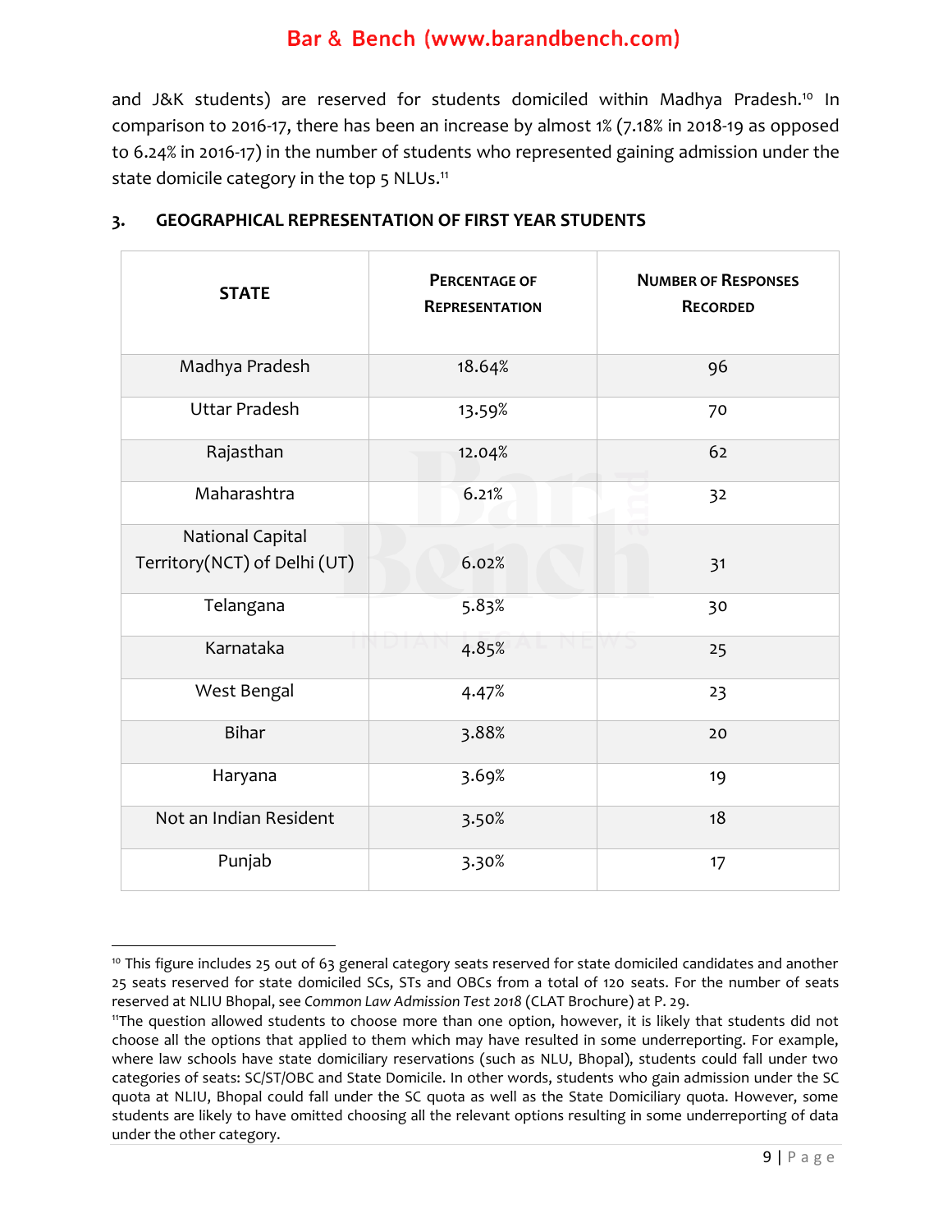and J&K students) are reserved for students domiciled within Madhya Pradesh.[10] In comparison to 2016-17, there has been an increase by almost 1% (7.18% in 2018-19 as opposed to 6.24% in 2016-17) in the number of students who represented gaining admission under the state domicile category in the top 5 NLUs.[11]

### 3. GEOGRAPHICAL REPRESENTATION OF FIRST YEAR STUDENTS

| STATE | PERCENTAGE OF REPRESENTATION | NUMBER OF RESPONSES RECORDED |
|---|---|---|
| Madhya Pradesh | 18.64% | 96 |
| Uttar Pradesh | 13.59% | 70 |
| Rajasthan | 12.04% | 62 |
| Maharashtra | 6.21% | 32 |
| National Capital Territory(NCT) of Delhi (UT) | 6.02% | 31 |
| Telangana | 5.83% | 30 |
| Karnataka | 4.85% | 25 |
| West Bengal | 4.47% | 23 |
| Bihar | 3.88% | 20 |
| Haryana | 3.69% | 19 |
| Not an Indian Resident | 3.50% | 18 |
| Punjab | 3.30% | 17 |

---

[10] This figure includes 25 out of 63 general category seats reserved for state domiciled candidates and another 25 seats reserved for state domiciled SCs, STs and OBCs from a total of 120 seats. For the number of seats reserved at NLIU Bhopal, see *Common Law Admission Test 2018* (CLAT Brochure) at P. 29.

[11] The question allowed students to choose more than one option, however, it is likely that students did not choose all the options that applied to them which may have resulted in some underreporting. For example, where law schools have state domiciliary reservations (such as NLU, Bhopal), students could fall under two categories of seats: SC/ST/OBC and State Domicile. In other words, students who gain admission under the SC quota at NLIU, Bhopal could fall under the SC quota as well as the State Domiciliary quota. However, some students are likely to have omitted choosing all the relevant options resulting in some underreporting of data under the other category.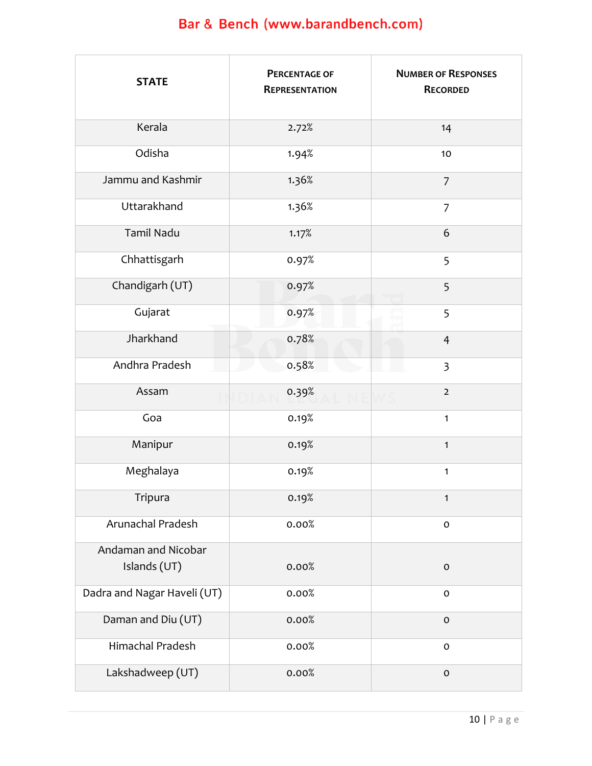| STATE | PERCENTAGE OF REPRESENTATION | NUMBER OF RESPONSES RECORDED |
|---|---|---|
| Kerala | 2.72% | 14 |
| Odisha | 1.94% | 10 |
| Jammu and Kashmir | 1.36% | 7 |
| Uttarakhand | 1.36% | 7 |
| Tamil Nadu | 1.17% | 6 |
| Chhattisgarh | 0.97% | 5 |
| Chandigarh (UT) | 0.97% | 5 |
| Gujarat | 0.97% | 5 |
| Jharkhand | 0.78% | 4 |
| Andhra Pradesh | 0.58% | 3 |
| Assam | 0.39% | 2 |
| Goa | 0.19% | 1 |
| Manipur | 0.19% | 1 |
| Meghalaya | 0.19% | 1 |
| Tripura | 0.19% | 1 |
| Arunachal Pradesh | 0.00% | 0 |
| Andaman and Nicobar Islands (UT) | 0.00% | 0 |
| Dadra and Nagar Haveli (UT) | 0.00% | 0 |
| Daman and Diu (UT) | 0.00% | 0 |
| Himachal Pradesh | 0.00% | 0 |
| Lakshadweep (UT) | 0.00% | 0 |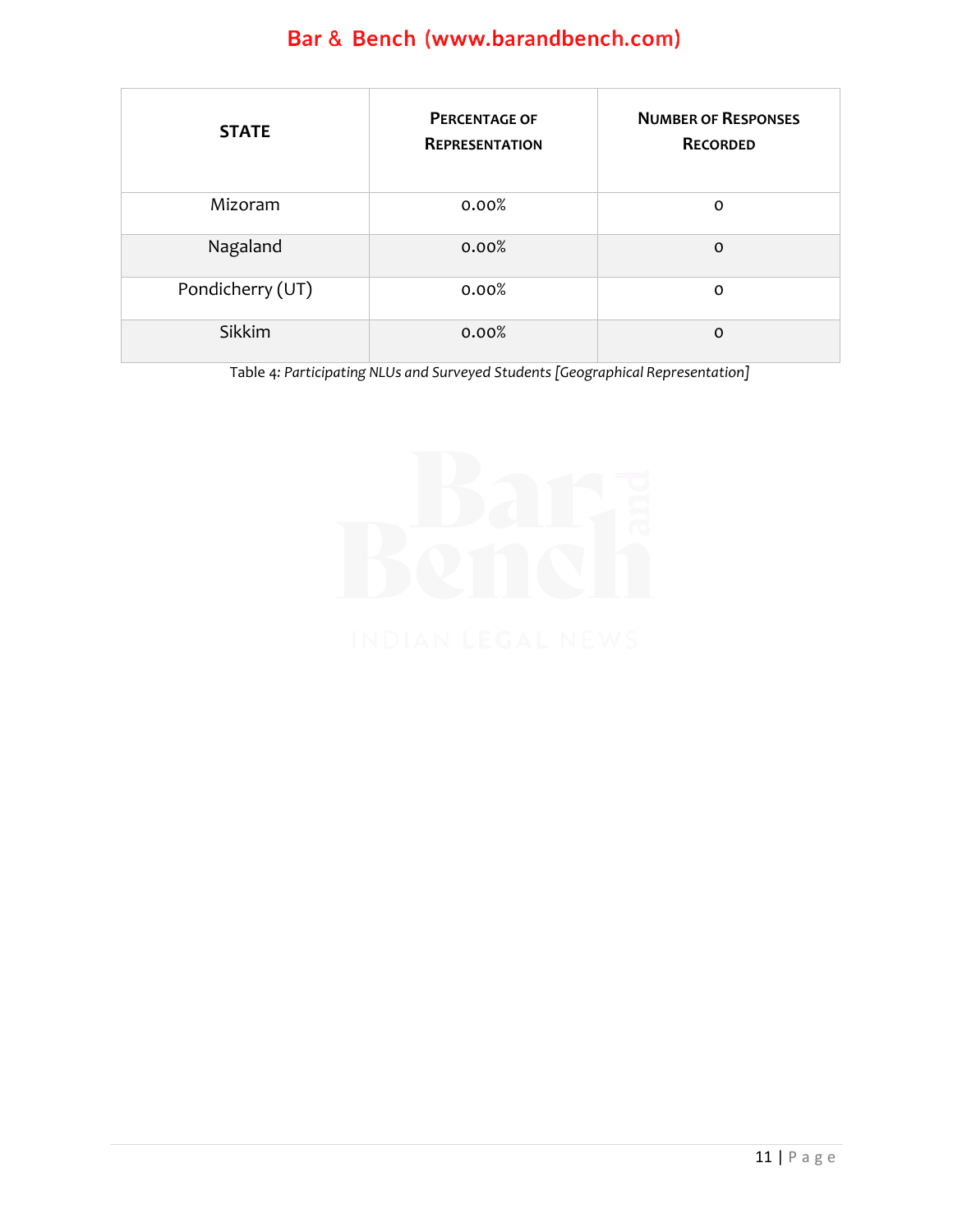| STATE | PERCENTAGE OF REPRESENTATION | NUMBER OF RESPONSES RECORDED |
| --- | --- | --- |
| Mizoram | 0.00% | 0 |
| Nagaland | 0.00% | 0 |
| Pondicherry (UT) | 0.00% | 0 |
| Sikkim | 0.00% | 0 |

Table 4: *Participating NLUs and Surveyed Students [Geographical Representation]*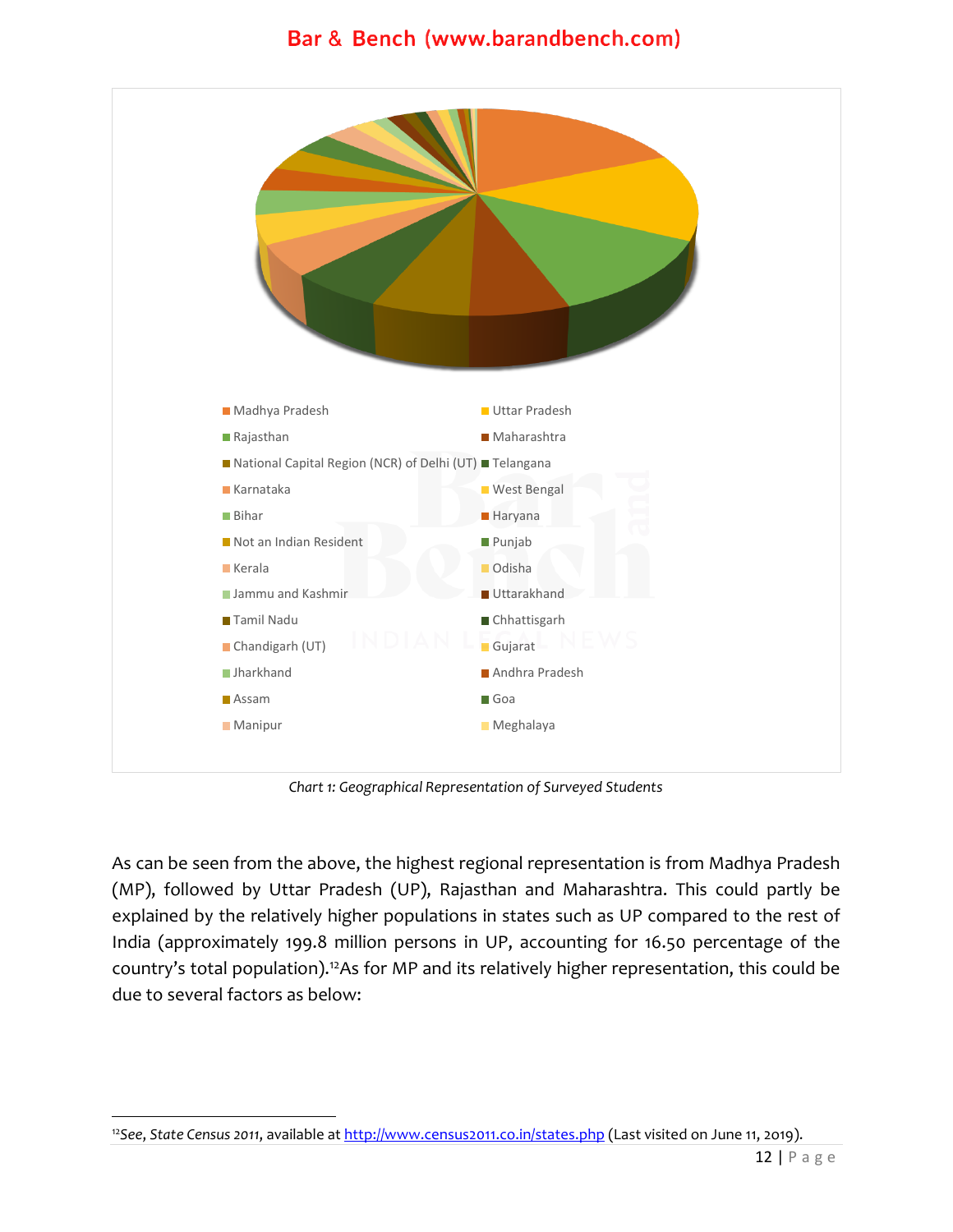Madhya Pradesh
Uttar Pradesh
Rajasthan
Maharashtra
National Capital Region (NCR) of Delhi (UT)
Telangana
Karnataka
West Bengal
Bihar
Haryana
Not an Indian Resident
Punjab
Kerala
Odisha
Jammu and Kashmir
Uttarakhand
Tamil Nadu
Chhattisgarh
Chandigarh (UT)
Gujarat
Jharkhand
Andhra Pradesh
Assam
Goa
Manipur
Meghalaya

*Chart 1: Geographical Representation of Surveyed Students*

As can be seen from the above, the highest regional representation is from Madhya Pradesh (MP), followed by Uttar Pradesh (UP), Rajasthan and Maharashtra. This could partly be explained by the relatively higher populations in states such as UP compared to the rest of India (approximately 199.8 million persons in UP, accounting for 16.50 percentage of the country's total population).[12] As for MP and its relatively higher representation, this could be due to several factors as below:

[12] *See*, *State Census 2011*, available at http://www.census2011.co.in/states.php (Last visited on June 11, 2019).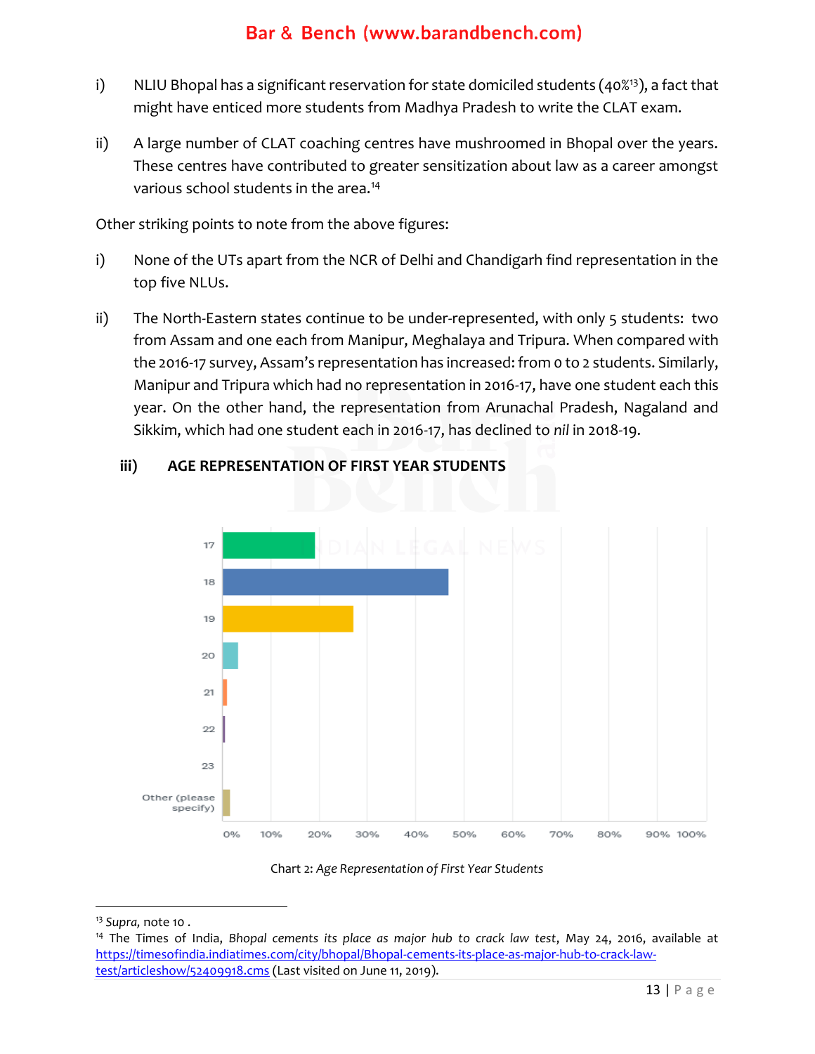i) NLIU Bhopal has a significant reservation for state domiciled students (40%[13]), a fact that might have enticed more students from Madhya Pradesh to write the CLAT exam.

ii) A large number of CLAT coaching centres have mushroomed in Bhopal over the years. These centres have contributed to greater sensitization about law as a career amongst various school students in the area.[14]

Other striking points to note from the above figures:

i) None of the UTs apart from the NCR of Delhi and Chandigarh find representation in the top five NLUs.

ii) The North-Eastern states continue to be under-represented, with only 5 students: two from Assam and one each from Manipur, Meghalaya and Tripura. When compared with the 2016-17 survey, Assam's representation has increased: from 0 to 2 students. Similarly, Manipur and Tripura which had no representation in 2016-17, have one student each this year. On the other hand, the representation from Arunachal Pradesh, Nagaland and Sikkim, which had one student each in 2016-17, has declined to *nil* in 2018-19.

### iii) AGE REPRESENTATION OF FIRST YEAR STUDENTS

Chart 2: *Age Representation of First Year Students*

---

[13] *Supra,* note 10 .

[14] The Times of India, *Bhopal cements its place as major hub to crack law test*, May 24, 2016, available at https://timesofindia.indiatimes.com/city/bhopal/Bhopal-cements-its-place-as-major-hub-to-crack-law-test/articleshow/52409918.cms (Last visited on June 11, 2019).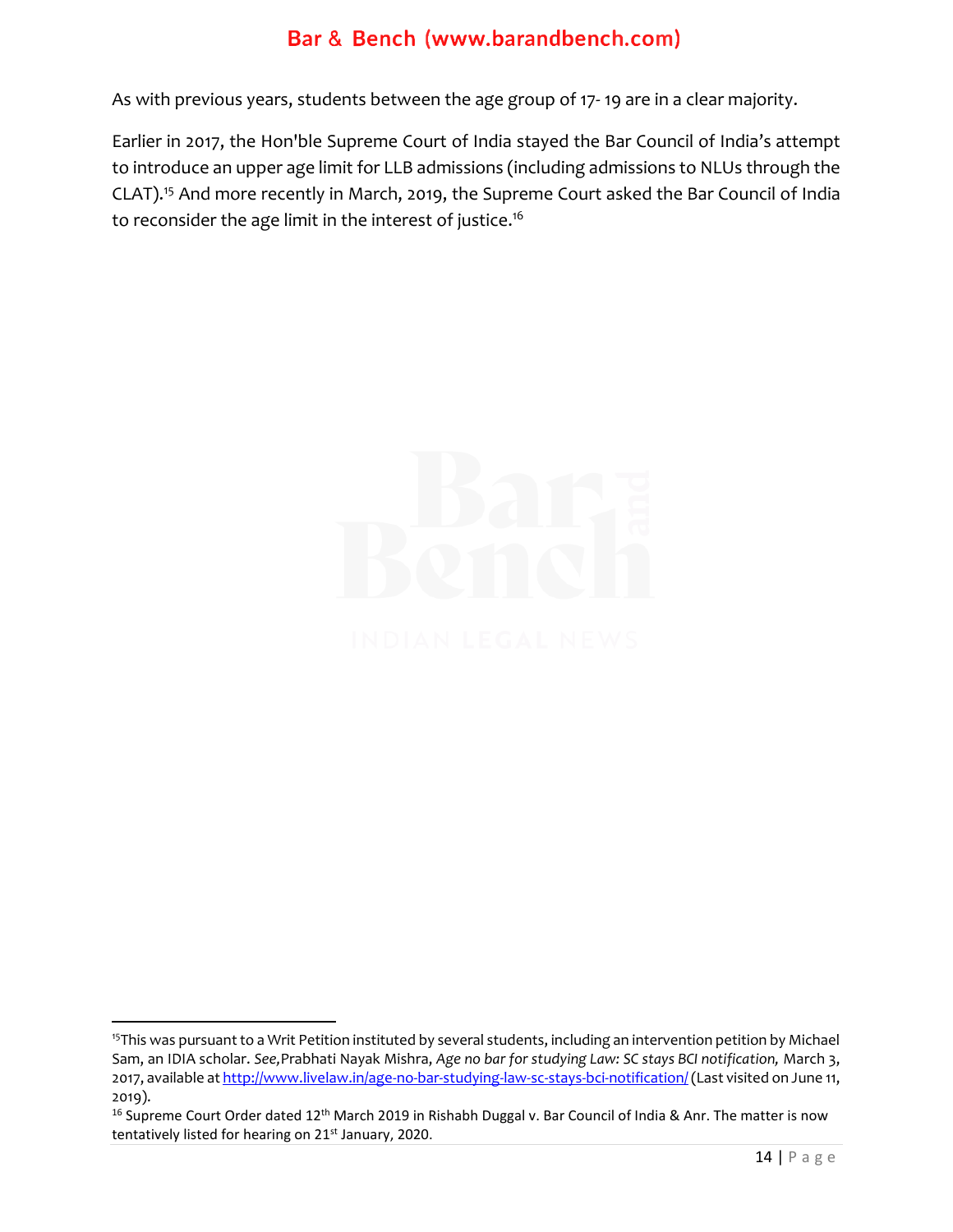As with previous years, students between the age group of 17- 19 are in a clear majority.

Earlier in 2017, the Hon'ble Supreme Court of India stayed the Bar Council of India's attempt to introduce an upper age limit for LLB admissions (including admissions to NLUs through the CLAT).[15] And more recently in March, 2019, the Supreme Court asked the Bar Council of India to reconsider the age limit in the interest of justice.[16]

---

[15] This was pursuant to a Writ Petition instituted by several students, including an intervention petition by Michael Sam, an IDIA scholar. *See,* Prabhati Nayak Mishra, *Age no bar for studying Law: SC stays BCI notification,* March 3, 2017, available at http://www.livelaw.in/age-no-bar-studying-law-sc-stays-bci-notification/ (Last visited on June 11, 2019).

[16] Supreme Court Order dated 12th March 2019 in Rishabh Duggal v. Bar Council of India & Anr. The matter is now tentatively listed for hearing on 21st January, 2020.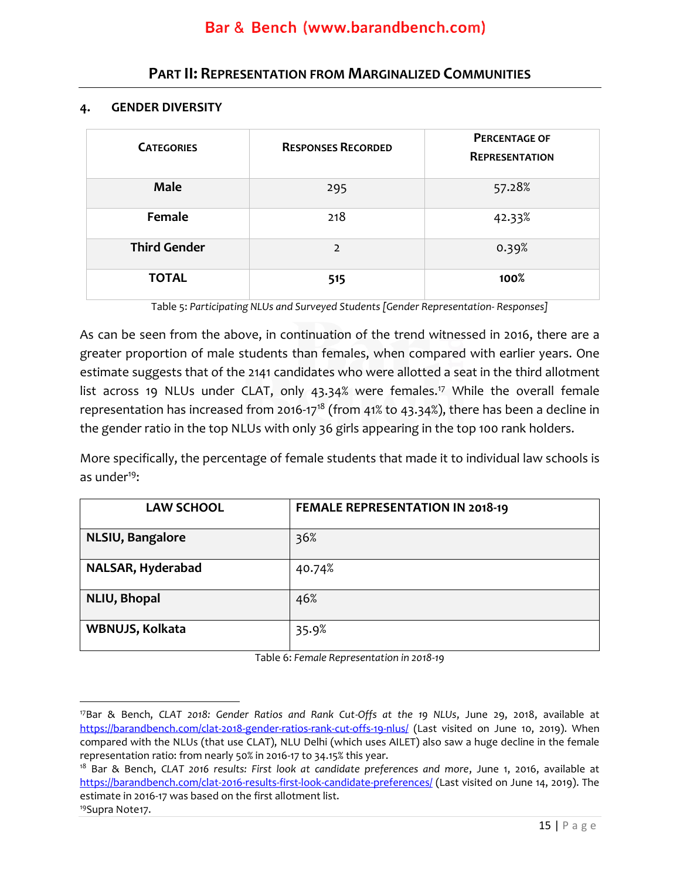## PART II: REPRESENTATION FROM MARGINALIZED COMMUNITIES

### 4. GENDER DIVERSITY

| CATEGORIES | RESPONSES RECORDED | PERCENTAGE OF REPRESENTATION |
|---|---|---|
| **Male** | 295 | 57.28% |
| **Female** | 218 | 42.33% |
| **Third Gender** | 2 | 0.39% |
| **TOTAL** | **515** | **100%** |

Table 5: *Participating NLUs and Surveyed Students [Gender Representation- Responses]*

As can be seen from the above, in continuation of the trend witnessed in 2016, there are a greater proportion of male students than females, when compared with earlier years. One estimate suggests that of the 2141 candidates who were allotted a seat in the third allotment list across 19 NLUs under CLAT, only 43.34% were females.[17] While the overall female representation has increased from 2016-17[18] (from 41% to 43.34%), there has been a decline in the gender ratio in the top NLUs with only 36 girls appearing in the top 100 rank holders.

More specifically, the percentage of female students that made it to individual law schools is as under[19]:

| LAW SCHOOL | FEMALE REPRESENTATION IN 2018-19 |
|---|---|
| **NLSIU, Bangalore** | 36% |
| **NALSAR, Hyderabad** | 40.74% |
| **NLIU, Bhopal** | 46% |
| **WBNUJS, Kolkata** | 35.9% |

Table 6: *Female Representation in 2018-19*

---

[17] Bar & Bench, *CLAT 2018: Gender Ratios and Rank Cut-Offs at the 19 NLUs*, June 29, 2018, available at https://barandbench.com/clat-2018-gender-ratios-rank-cut-offs-19-nlus/ (Last visited on June 10, 2019). When compared with the NLUs (that use CLAT), NLU Delhi (which uses AILET) also saw a huge decline in the female representation ratio: from nearly 50% in 2016-17 to 34.15% this year.

[18] Bar & Bench, *CLAT 2016 results: First look at candidate preferences and more*, June 1, 2016, available at https://barandbench.com/clat-2016-results-first-look-candidate-preferences/ (Last visited on June 14, 2019). The estimate in 2016-17 was based on the first allotment list.

[19] Supra Note17.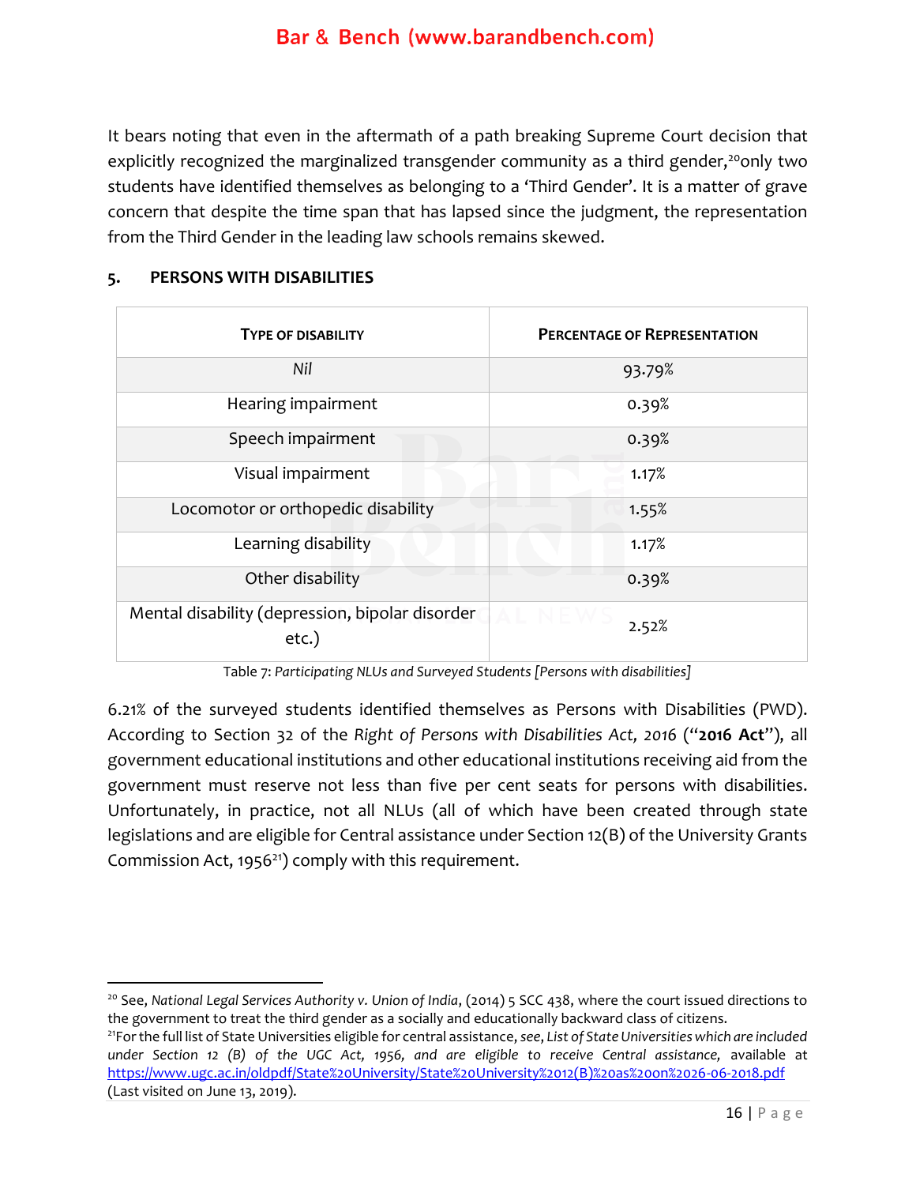It bears noting that even in the aftermath of a path breaking Supreme Court decision that explicitly recognized the marginalized transgender community as a third gender,[20] only two students have identified themselves as belonging to a 'Third Gender'. It is a matter of grave concern that despite the time span that has lapsed since the judgment, the representation from the Third Gender in the leading law schools remains skewed.

## 5. PERSONS WITH DISABILITIES

| TYPE OF DISABILITY | PERCENTAGE OF REPRESENTATION |
|---|---|
| *Nil* | 93.79% |
| Hearing impairment | 0.39% |
| Speech impairment | 0.39% |
| Visual impairment | 1.17% |
| Locomotor or orthopedic disability | 1.55% |
| Learning disability | 1.17% |
| Other disability | 0.39% |
| Mental disability (depression, bipolar disorder etc.) | 2.52% |

Table 7: *Participating NLUs and Surveyed Students [Persons with disabilities]*

6.21% of the surveyed students identified themselves as Persons with Disabilities (PWD). According to Section 32 of the *Right of Persons with Disabilities Act, 2016* ("**2016 Act**"), all government educational institutions and other educational institutions receiving aid from the government must reserve not less than five per cent seats for persons with disabilities. Unfortunately, in practice, not all NLUs (all of which have been created through state legislations and are eligible for Central assistance under Section 12(B) of the University Grants Commission Act, 1956[21]) comply with this requirement.

---

[20] See, *National Legal Services Authority v. Union of India*, (2014) 5 SCC 438, where the court issued directions to the government to treat the third gender as a socially and educationally backward class of citizens.

[21] For the full list of State Universities eligible for central assistance, *see*, *List of State Universities which are included under Section 12 (B) of the UGC Act, 1956, and are eligible to receive Central assistance,* available at https://www.ugc.ac.in/oldpdf/State%20University/State%20University%2012(B)%20as%20on%2026-06-2018.pdf (Last visited on June 13, 2019).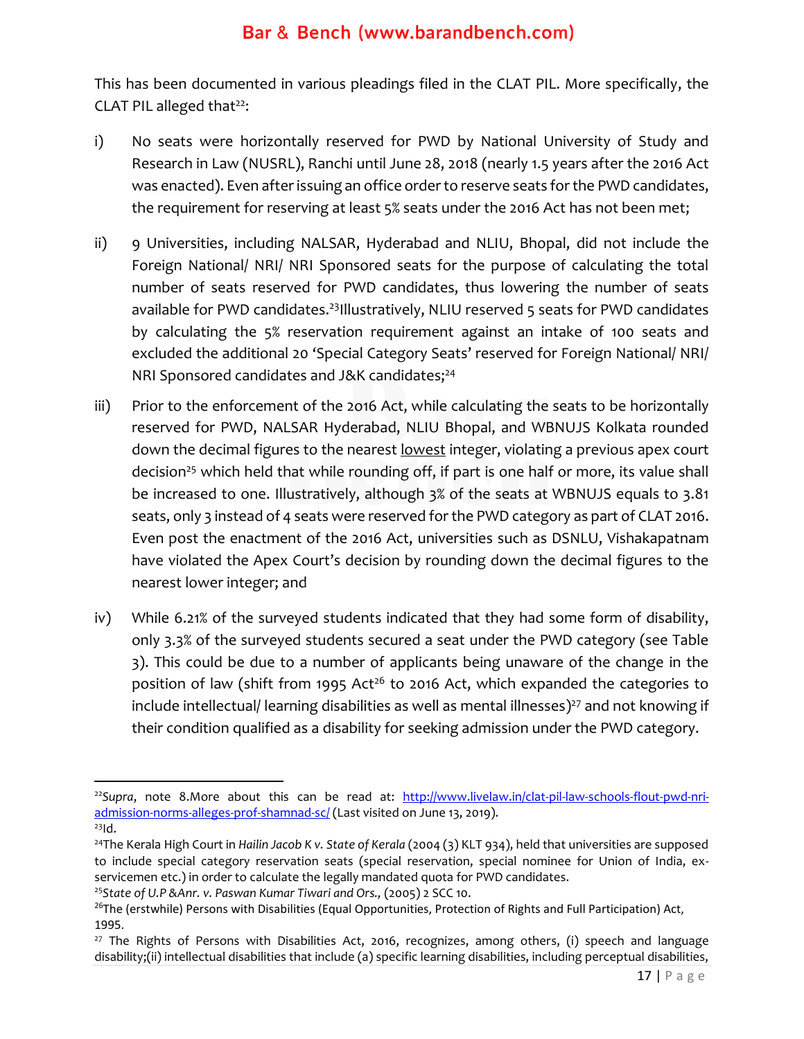This has been documented in various pleadings filed in the CLAT PIL. More specifically, the CLAT PIL alleged that[22]:

i) No seats were horizontally reserved for PWD by National University of Study and Research in Law (NUSRL), Ranchi until June 28, 2018 (nearly 1.5 years after the 2016 Act was enacted). Even after issuing an office order to reserve seats for the PWD candidates, the requirement for reserving at least 5% seats under the 2016 Act has not been met;

ii) 9 Universities, including NALSAR, Hyderabad and NLIU, Bhopal, did not include the Foreign National/ NRI/ NRI Sponsored seats for the purpose of calculating the total number of seats reserved for PWD candidates, thus lowering the number of seats available for PWD candidates.[23] Illustratively, NLIU reserved 5 seats for PWD candidates by calculating the 5% reservation requirement against an intake of 100 seats and excluded the additional 20 'Special Category Seats' reserved for Foreign National/ NRI/ NRI Sponsored candidates and J&K candidates;[24]

iii) Prior to the enforcement of the 2016 Act, while calculating the seats to be horizontally reserved for PWD, NALSAR Hyderabad, NLIU Bhopal, and WBNUJS Kolkata rounded down the decimal figures to the nearest <u>lowest</u> integer, violating a previous apex court decision[25] which held that while rounding off, if part is one half or more, its value shall be increased to one. Illustratively, although 3% of the seats at WBNUJS equals to 3.81 seats, only 3 instead of 4 seats were reserved for the PWD category as part of CLAT 2016. Even post the enactment of the 2016 Act, universities such as DSNLU, Vishakapatnam have violated the Apex Court's decision by rounding down the decimal figures to the nearest lower integer; and

iv) While 6.21% of the surveyed students indicated that they had some form of disability, only 3.3% of the surveyed students secured a seat under the PWD category (see Table 3). This could be due to a number of applicants being unaware of the change in the position of law (shift from 1995 Act[26] to 2016 Act, which expanded the categories to include intellectual/ learning disabilities as well as mental illnesses)[27] and not knowing if their condition qualified as a disability for seeking admission under the PWD category.

---

[22] *Supra*, note 8.More about this can be read at: [http://www.livelaw.in/clat-pil-law-schools-flout-pwd-nri-admission-norms-alleges-prof-shamnad-sc/](http://www.livelaw.in/clat-pil-law-schools-flout-pwd-nri-admission-norms-alleges-prof-shamnad-sc/) (Last visited on June 13, 2019).

[23] Id.

[24] The Kerala High Court in *Hailin Jacob K v. State of Kerala* (2004 (3) KLT 934), held that universities are supposed to include special category reservation seats (special reservation, special nominee for Union of India, ex-servicemen etc.) in order to calculate the legally mandated quota for PWD candidates.

[25] *State of U.P &Anr. v. Paswan Kumar Tiwari and Ors.*, (2005) 2 SCC 10.

[26] The (erstwhile) Persons with Disabilities (Equal Opportunities, Protection of Rights and Full Participation) Act, 1995.

[27] The Rights of Persons with Disabilities Act, 2016, recognizes, among others, (i) speech and language disability;(ii) intellectual disabilities that include (a) specific learning disabilities, including perceptual disabilities,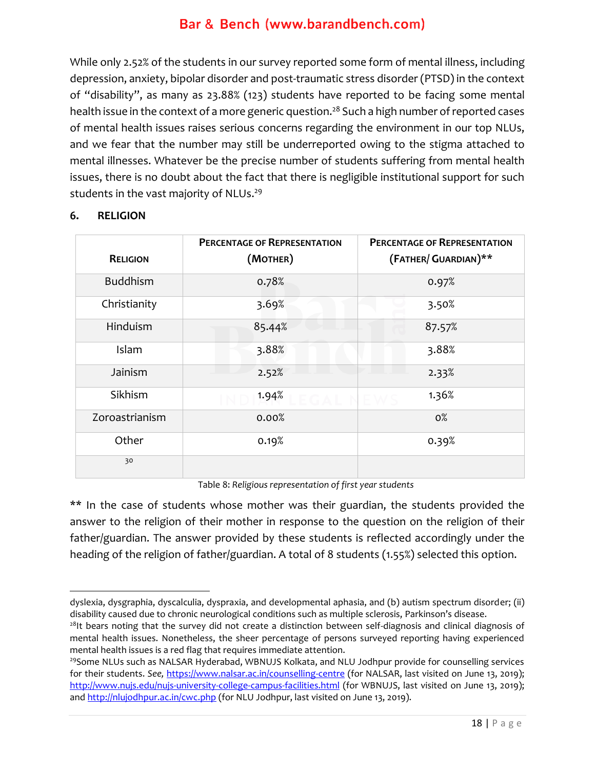While only 2.52% of the students in our survey reported some form of mental illness, including depression, anxiety, bipolar disorder and post-traumatic stress disorder (PTSD) in the context of "disability", as many as 23.88% (123) students have reported to be facing some mental health issue in the context of a more generic question.[28] Such a high number of reported cases of mental health issues raises serious concerns regarding the environment in our top NLUs, and we fear that the number may still be underreported owing to the stigma attached to mental illnesses. Whatever be the precise number of students suffering from mental health issues, there is no doubt about the fact that there is negligible institutional support for such students in the vast majority of NLUs.[29]

## 6. RELIGION

| Religion | Percentage of Representation (Mother) | Percentage of Representation (Father/ Guardian)** |
|---|---|---|
| Buddhism | 0.78% | 0.97% |
| Christianity | 3.69% | 3.50% |
| Hinduism | 85.44% | 87.57% |
| Islam | 3.88% | 3.88% |
| Jainism | 2.52% | 2.33% |
| Sikhism | 1.94% | 1.36% |
| Zoroastrianism | 0.00% | 0% |
| Other | 0.19% | 0.39% |
| [30] | | |

Table 8: *Religious representation of first year students*

** In the case of students whose mother was their guardian, the students provided the answer to the religion of their mother in response to the question on the religion of their father/guardian. The answer provided by these students is reflected accordingly under the heading of the religion of father/guardian. A total of 8 students (1.55%) selected this option.

---

dyslexia, dysgraphia, dyscalculia, dyspraxia, and developmental aphasia, and (b) autism spectrum disorder; (ii) disability caused due to chronic neurological conditions such as multiple sclerosis, Parkinson's disease.

[28] It bears noting that the survey did not create a distinction between self-diagnosis and clinical diagnosis of mental health issues. Nonetheless, the sheer percentage of persons surveyed reporting having experienced mental health issues is a red flag that requires immediate attention.

[29] Some NLUs such as NALSAR Hyderabad, WBNUJS Kolkata, and NLU Jodhpur provide for counselling services for their students. *See,* https://www.nalsar.ac.in/counselling-centre (for NALSAR, last visited on June 13, 2019); http://www.nujs.edu/nujs-university-college-campus-facilities.html (for WBNUJS, last visited on June 13, 2019); and http://nlujodhpur.ac.in/cwc.php (for NLU Jodhpur, last visited on June 13, 2019).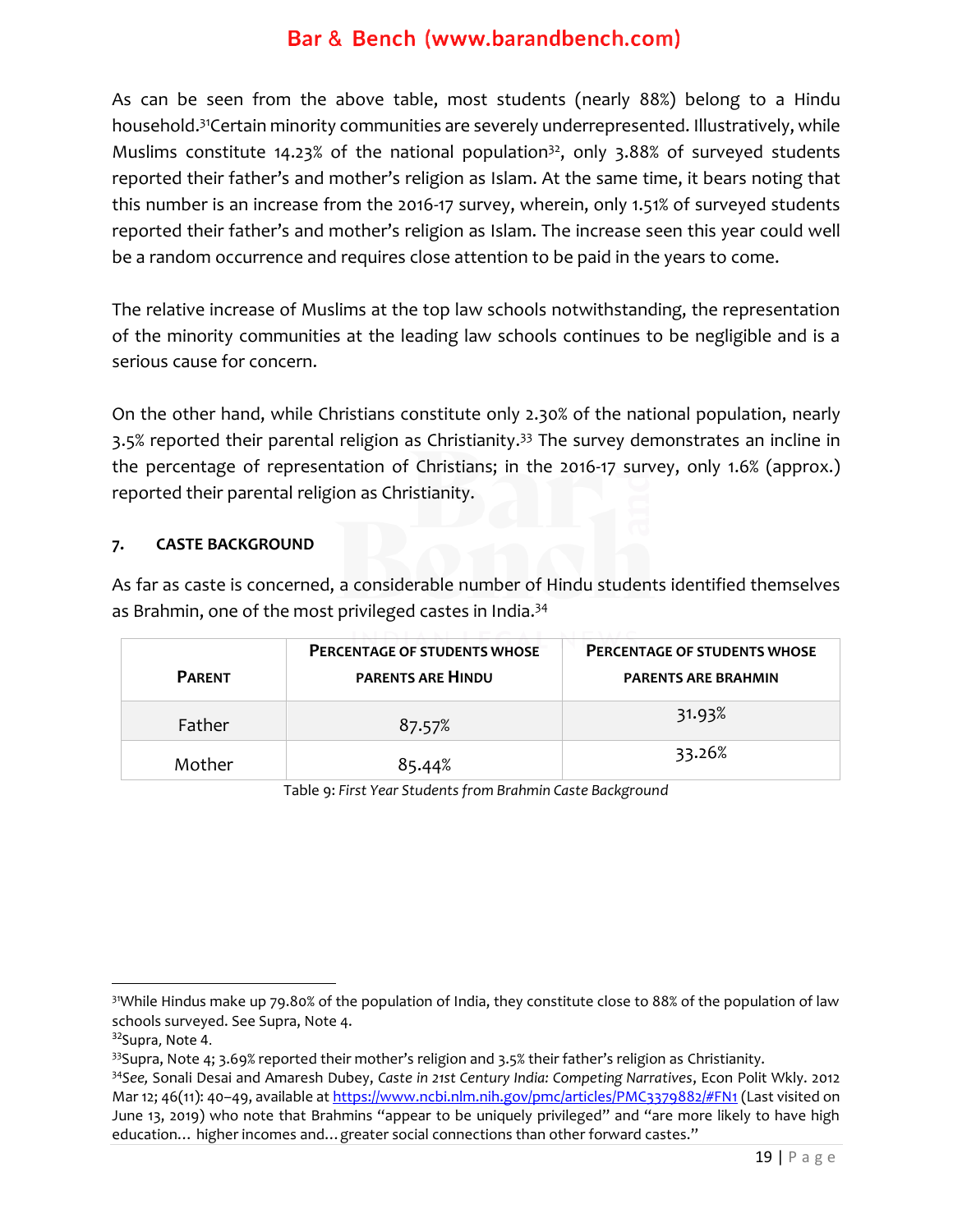As can be seen from the above table, most students (nearly 88%) belong to a Hindu household.[31]Certain minority communities are severely underrepresented. Illustratively, while Muslims constitute 14.23% of the national population[32], only 3.88% of surveyed students reported their father's and mother's religion as Islam. At the same time, it bears noting that this number is an increase from the 2016-17 survey, wherein, only 1.51% of surveyed students reported their father's and mother's religion as Islam. The increase seen this year could well be a random occurrence and requires close attention to be paid in the years to come.

The relative increase of Muslims at the top law schools notwithstanding, the representation of the minority communities at the leading law schools continues to be negligible and is a serious cause for concern.

On the other hand, while Christians constitute only 2.30% of the national population, nearly 3.5% reported their parental religion as Christianity.[33] The survey demonstrates an incline in the percentage of representation of Christians; in the 2016-17 survey, only 1.6% (approx.) reported their parental religion as Christianity.

## 7. CASTE BACKGROUND

As far as caste is concerned, a considerable number of Hindu students identified themselves as Brahmin, one of the most privileged castes in India.[34]

| Parent | Percentage of students whose parents are Hindu | Percentage of students whose parents are Brahmin |
|---|---|---|
| Father | 87.57% | 31.93% |
| Mother | 85.44% | 33.26% |

Table 9: *First Year Students from Brahmin Caste Background*

---

[31]While Hindus make up 79.80% of the population of India, they constitute close to 88% of the population of law schools surveyed. See Supra, Note 4.

[32]Supra, Note 4.

[33]Supra, Note 4; 3.69% reported their mother's religion and 3.5% their father's religion as Christianity.

[34]*See,* Sonali Desai and Amaresh Dubey, *Caste in 21st Century India: Competing Narratives*, Econ Polit Wkly. 2012 Mar 12; 46(11): 40–49, available at https://www.ncbi.nlm.nih.gov/pmc/articles/PMC3379882/#FN1 (Last visited on June 13, 2019) who note that Brahmins "appear to be uniquely privileged" and "are more likely to have high education… higher incomes and…greater social connections than other forward castes."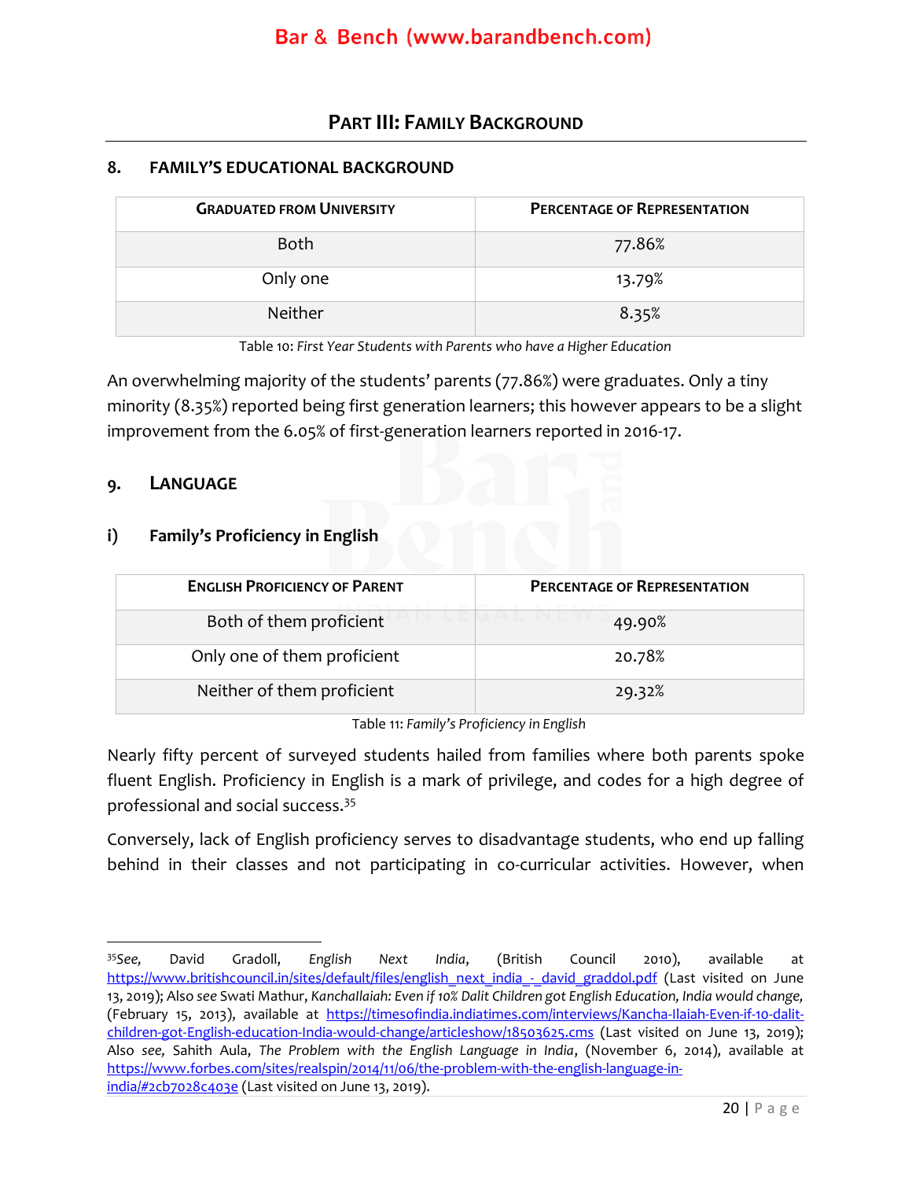## PART III: FAMILY BACKGROUND

### 8. FAMILY'S EDUCATIONAL BACKGROUND

| GRADUATED FROM UNIVERSITY | PERCENTAGE OF REPRESENTATION |
|---|---|
| Both | 77.86% |
| Only one | 13.79% |
| Neither | 8.35% |

Table 10: *First Year Students with Parents who have a Higher Education*

An overwhelming majority of the students' parents (77.86%) were graduates. Only a tiny minority (8.35%) reported being first generation learners; this however appears to be a slight improvement from the 6.05% of first-generation learners reported in 2016-17.

### 9. LANGUAGE

#### i) Family's Proficiency in English

| ENGLISH PROFICIENCY OF PARENT | PERCENTAGE OF REPRESENTATION |
|---|---|
| Both of them proficient | 49.90% |
| Only one of them proficient | 20.78% |
| Neither of them proficient | 29.32% |

Table 11: *Family's Proficiency in English*

Nearly fifty percent of surveyed students hailed from families where both parents spoke fluent English. Proficiency in English is a mark of privilege, and codes for a high degree of professional and social success.[35]

Conversely, lack of English proficiency serves to disadvantage students, who end up falling behind in their classes and not participating in co-curricular activities. However, when

---

[35] *See,* David Gradoll, *English Next India*, (British Council 2010), available at https://www.britishcouncil.in/sites/default/files/english_next_india_-_david_graddol.pdf (Last visited on June 13, 2019); Also *see* Swati Mathur, *Kanchallaiah: Even if 10% Dalit Children got English Education, India would change,* (February 15, 2013), available at https://timesofindia.indiatimes.com/interviews/Kancha-Ilaiah-Even-if-10-dalit-children-got-English-education-India-would-change/articleshow/18503625.cms (Last visited on June 13, 2019); Also *see,* Sahith Aula, *The Problem with the English Language in India*, (November 6, 2014), available at https://www.forbes.com/sites/realspin/2014/11/06/the-problem-with-the-english-language-in-india/#2cb7028c403e (Last visited on June 13, 2019).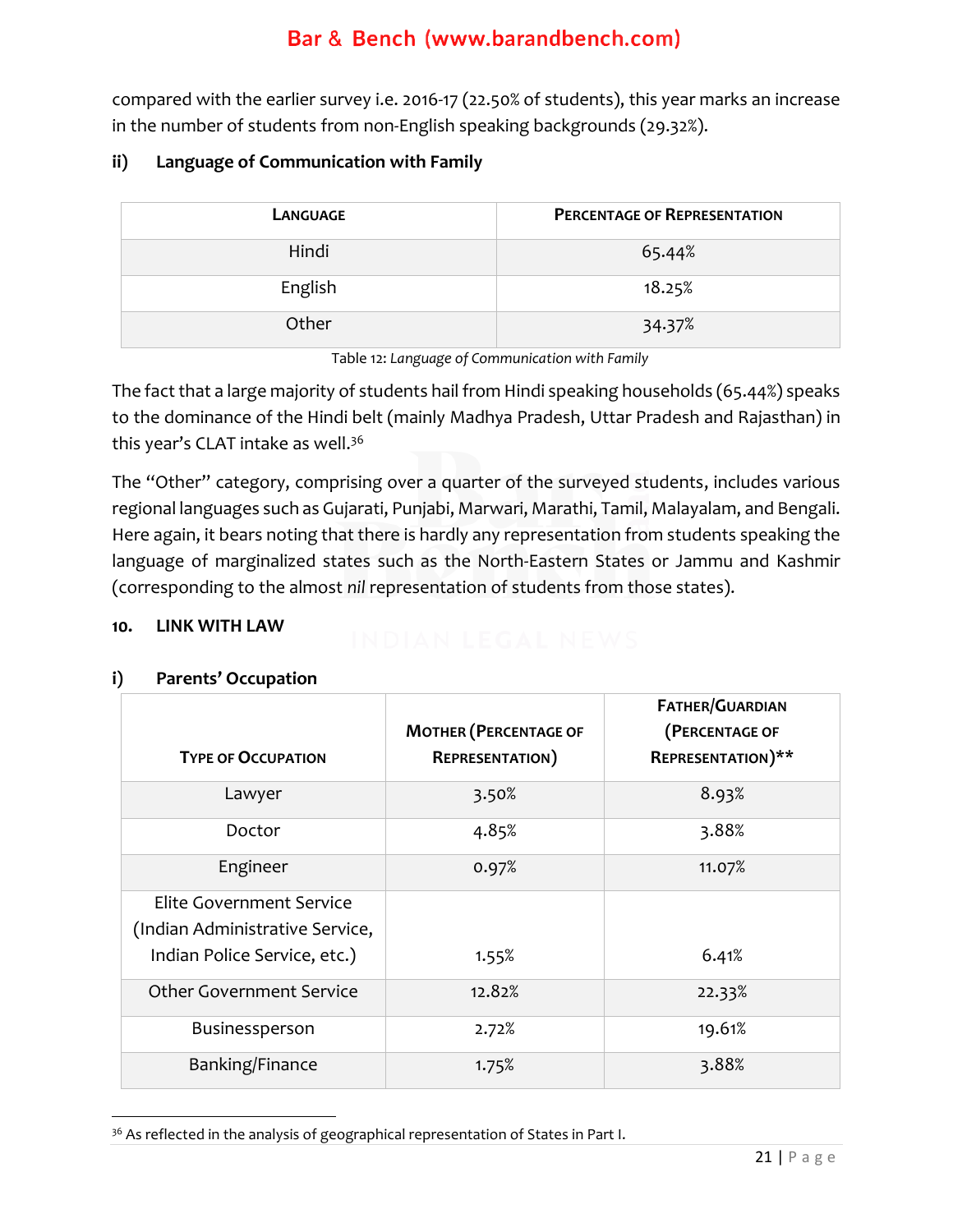compared with the earlier survey i.e. 2016-17 (22.50% of students), this year marks an increase in the number of students from non-English speaking backgrounds (29.32%).

### ii) Language of Communication with Family

| LANGUAGE | PERCENTAGE OF REPRESENTATION |
|---|---|
| Hindi | 65.44% |
| English | 18.25% |
| Other | 34.37% |

Table 12: *Language of Communication with Family*

The fact that a large majority of students hail from Hindi speaking households (65.44%) speaks to the dominance of the Hindi belt (mainly Madhya Pradesh, Uttar Pradesh and Rajasthan) in this year's CLAT intake as well.[36]

The "Other" category, comprising over a quarter of the surveyed students, includes various regional languages such as Gujarati, Punjabi, Marwari, Marathi, Tamil, Malayalam, and Bengali. Here again, it bears noting that there is hardly any representation from students speaking the language of marginalized states such as the North-Eastern States or Jammu and Kashmir (corresponding to the almost *nil* representation of students from those states).

## 10. LINK WITH LAW

### i) Parents' Occupation

| TYPE OF OCCUPATION | MOTHER (PERCENTAGE OF REPRESENTATION) | FATHER/GUARDIAN (PERCENTAGE OF REPRESENTATION)** |
|---|---|---|
| Lawyer | 3.50% | 8.93% |
| Doctor | 4.85% | 3.88% |
| Engineer | 0.97% | 11.07% |
| Elite Government Service (Indian Administrative Service, Indian Police Service, etc.) | 1.55% | 6.41% |
| Other Government Service | 12.82% | 22.33% |
| Businessperson | 2.72% | 19.61% |
| Banking/Finance | 1.75% | 3.88% |

[36] As reflected in the analysis of geographical representation of States in Part I.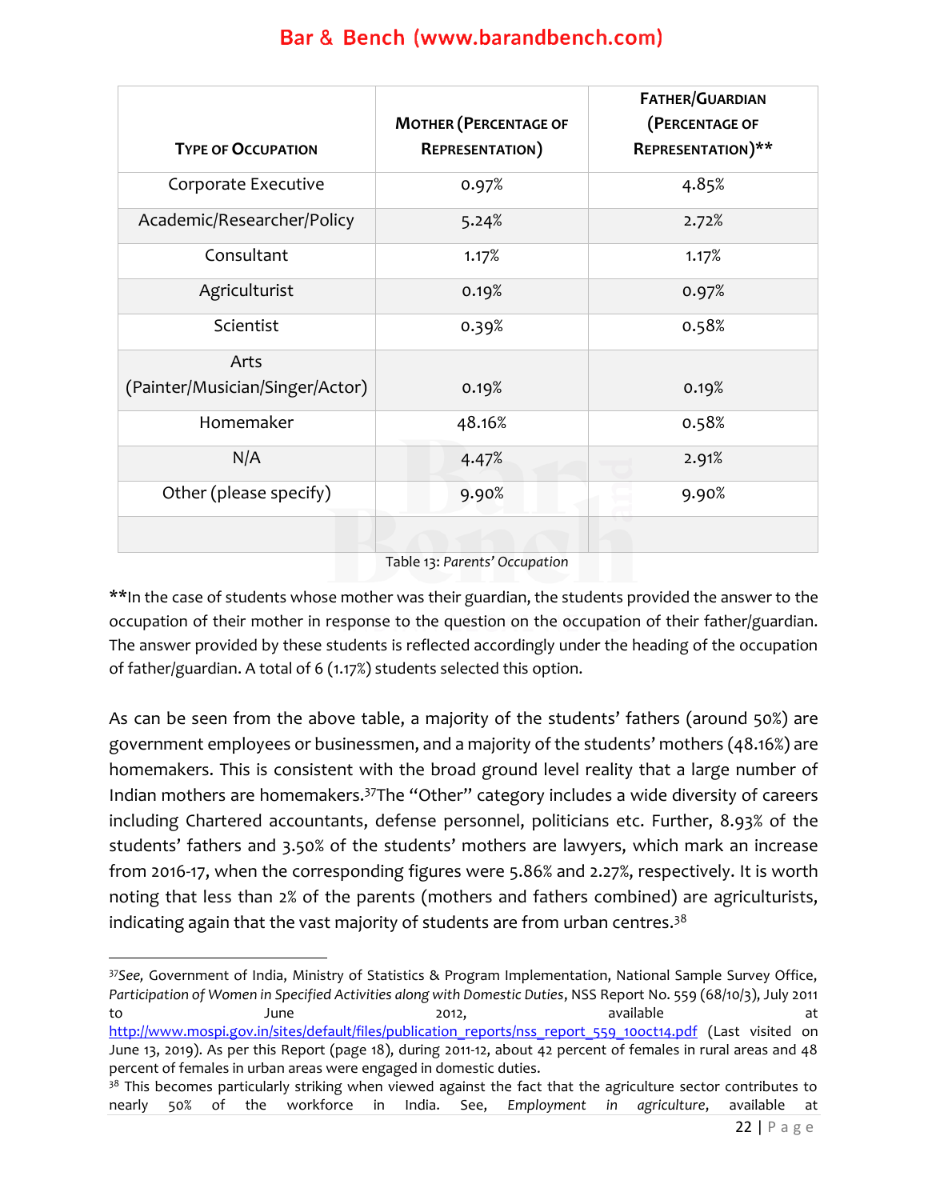| Type of Occupation | Mother (Percentage of Representation) | Father/Guardian (Percentage of Representation)** |
|---|---|---|
| Corporate Executive | 0.97% | 4.85% |
| Academic/Researcher/Policy | 5.24% | 2.72% |
| Consultant | 1.17% | 1.17% |
| Agriculturist | 0.19% | 0.97% |
| Scientist | 0.39% | 0.58% |
| Arts (Painter/Musician/Singer/Actor) | 0.19% | 0.19% |
| Homemaker | 48.16% | 0.58% |
| N/A | 4.47% | 2.91% |
| Other (please specify) | 9.90% | 9.90% |
| | | |

Table 13: *Parents' Occupation*

**In the case of students whose mother was their guardian, the students provided the answer to the occupation of their mother in response to the question on the occupation of their father/guardian. The answer provided by these students is reflected accordingly under the heading of the occupation of father/guardian. A total of 6 (1.17%) students selected this option.

As can be seen from the above table, a majority of the students' fathers (around 50%) are government employees or businessmen, and a majority of the students' mothers (48.16%) are homemakers. This is consistent with the broad ground level reality that a large number of Indian mothers are homemakers.[37] The "Other" category includes a wide diversity of careers including Chartered accountants, defense personnel, politicians etc. Further, 8.93% of the students' fathers and 3.50% of the students' mothers are lawyers, which mark an increase from 2016-17, when the corresponding figures were 5.86% and 2.27%, respectively. It is worth noting that less than 2% of the parents (mothers and fathers combined) are agriculturists, indicating again that the vast majority of students are from urban centres.[38]

---

[37] *See,* Government of India, Ministry of Statistics & Program Implementation, National Sample Survey Office, *Participation of Women in Specified Activities along with Domestic Duties*, NSS Report No. 559 (68/10/3), July 2011 to June 2012, available at http://www.mospi.gov.in/sites/default/files/publication_reports/nss_report_559_10oct14.pdf (Last visited on June 13, 2019). As per this Report (page 18), during 2011-12, about 42 percent of females in rural areas and 48 percent of females in urban areas were engaged in domestic duties.

[38] This becomes particularly striking when viewed against the fact that the agriculture sector contributes to nearly 50% of the workforce in India. See, *Employment in agriculture*, available at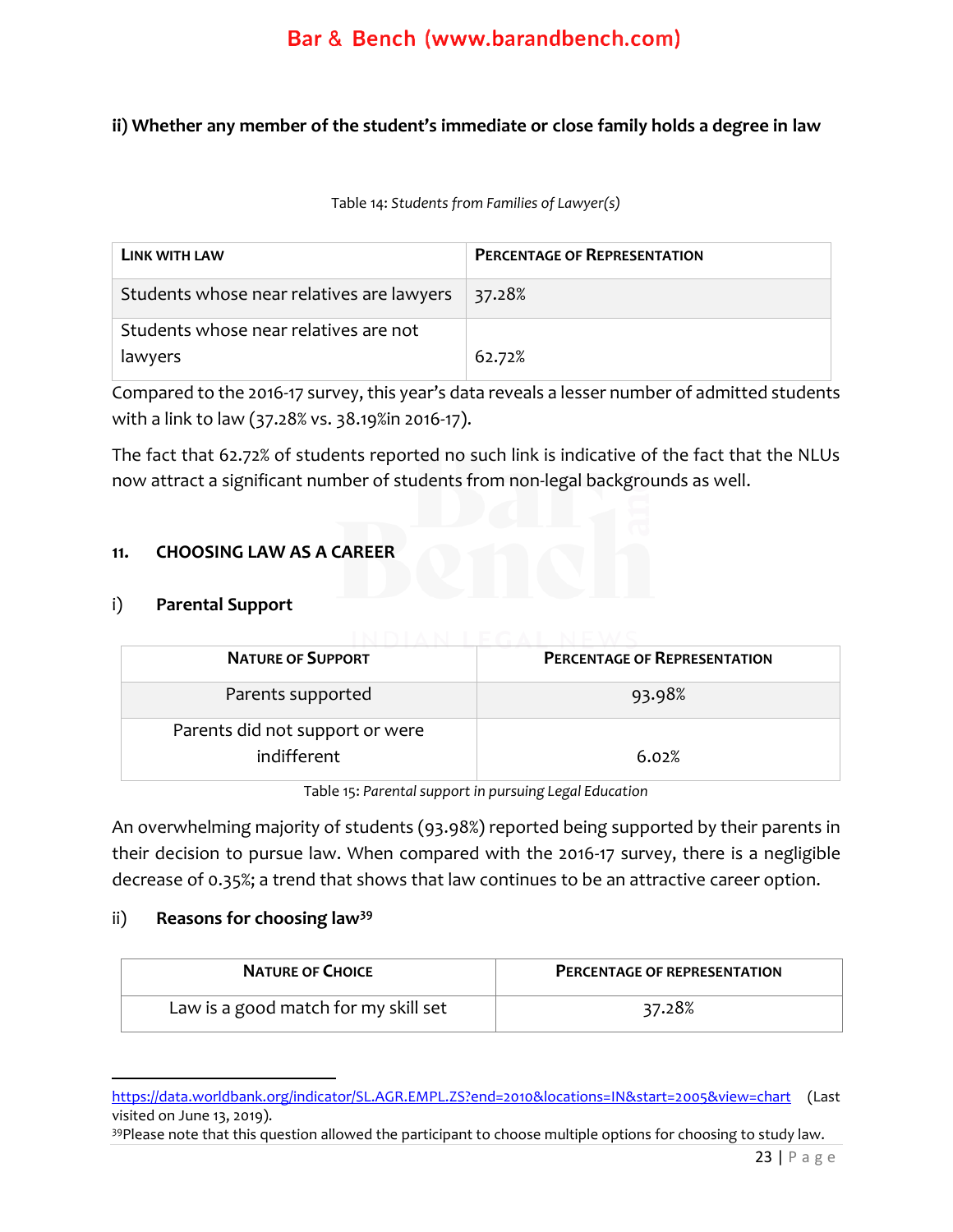**ii) Whether any member of the student's immediate or close family holds a degree in law**

Table 14: *Students from Families of Lawyer(s)*

| LINK WITH LAW | PERCENTAGE OF REPRESENTATION |
|---|---|
| Students whose near relatives are lawyers | 37.28% |
| Students whose near relatives are not lawyers | 62.72% |

Compared to the 2016-17 survey, this year's data reveals a lesser number of admitted students with a link to law (37.28% vs. 38.19%in 2016-17).

The fact that 62.72% of students reported no such link is indicative of the fact that the NLUs now attract a significant number of students from non-legal backgrounds as well.

## 11. CHOOSING LAW AS A CAREER

### i) Parental Support

| NATURE OF SUPPORT | PERCENTAGE OF REPRESENTATION |
|---|---|
| Parents supported | 93.98% |
| Parents did not support or were indifferent | 6.02% |

Table 15: *Parental support in pursuing Legal Education*

An overwhelming majority of students (93.98%) reported being supported by their parents in their decision to pursue law. When compared with the 2016-17 survey, there is a negligible decrease of 0.35%; a trend that shows that law continues to be an attractive career option.

### ii) Reasons for choosing law[39]

| NATURE OF CHOICE | PERCENTAGE OF REPRESENTATION |
|---|---|
| Law is a good match for my skill set | 37.28% |

---

https://data.worldbank.org/indicator/SL.AGR.EMPL.ZS?end=2010&locations=IN&start=2005&view=chart (Last visited on June 13, 2019).

[39]Please note that this question allowed the participant to choose multiple options for choosing to study law.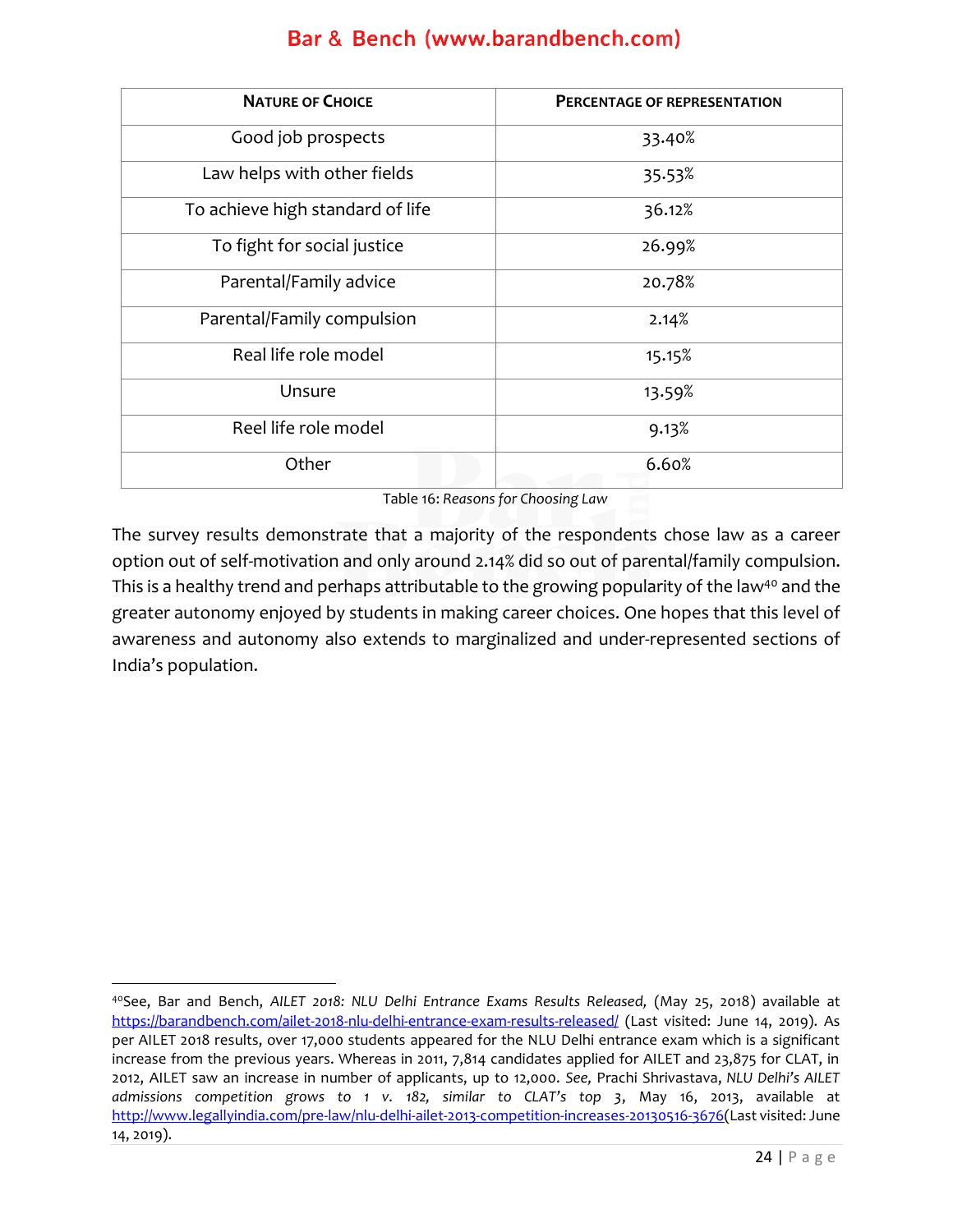| NATURE OF CHOICE | PERCENTAGE OF REPRESENTATION |
|---|---|
| Good job prospects | 33.40% |
| Law helps with other fields | 35.53% |
| To achieve high standard of life | 36.12% |
| To fight for social justice | 26.99% |
| Parental/Family advice | 20.78% |
| Parental/Family compulsion | 2.14% |
| Real life role model | 15.15% |
| Unsure | 13.59% |
| Reel life role model | 9.13% |
| Other | 6.60% |

Table 16: *Reasons for Choosing Law*

The survey results demonstrate that a majority of the respondents chose law as a career option out of self-motivation and only around 2.14% did so out of parental/family compulsion. This is a healthy trend and perhaps attributable to the growing popularity of the law[40] and the greater autonomy enjoyed by students in making career choices. One hopes that this level of awareness and autonomy also extends to marginalized and under-represented sections of India's population.

---

[40] See, Bar and Bench, *AILET 2018: NLU Delhi Entrance Exams Results Released,* (May 25, 2018) available at https://barandbench.com/ailet-2018-nlu-delhi-entrance-exam-results-released/ (Last visited: June 14, 2019). As per AILET 2018 results, over 17,000 students appeared for the NLU Delhi entrance exam which is a significant increase from the previous years. Whereas in 2011, 7,814 candidates applied for AILET and 23,875 for CLAT, in 2012, AILET saw an increase in number of applicants, up to 12,000. *See,* Prachi Shrivastava, *NLU Delhi's AILET admissions competition grows to 1 v. 182, similar to CLAT's top 3*, May 16, 2013, available at http://www.legallyindia.com/pre-law/nlu-delhi-ailet-2013-competition-increases-20130516-3676(Last visited: June 14, 2019).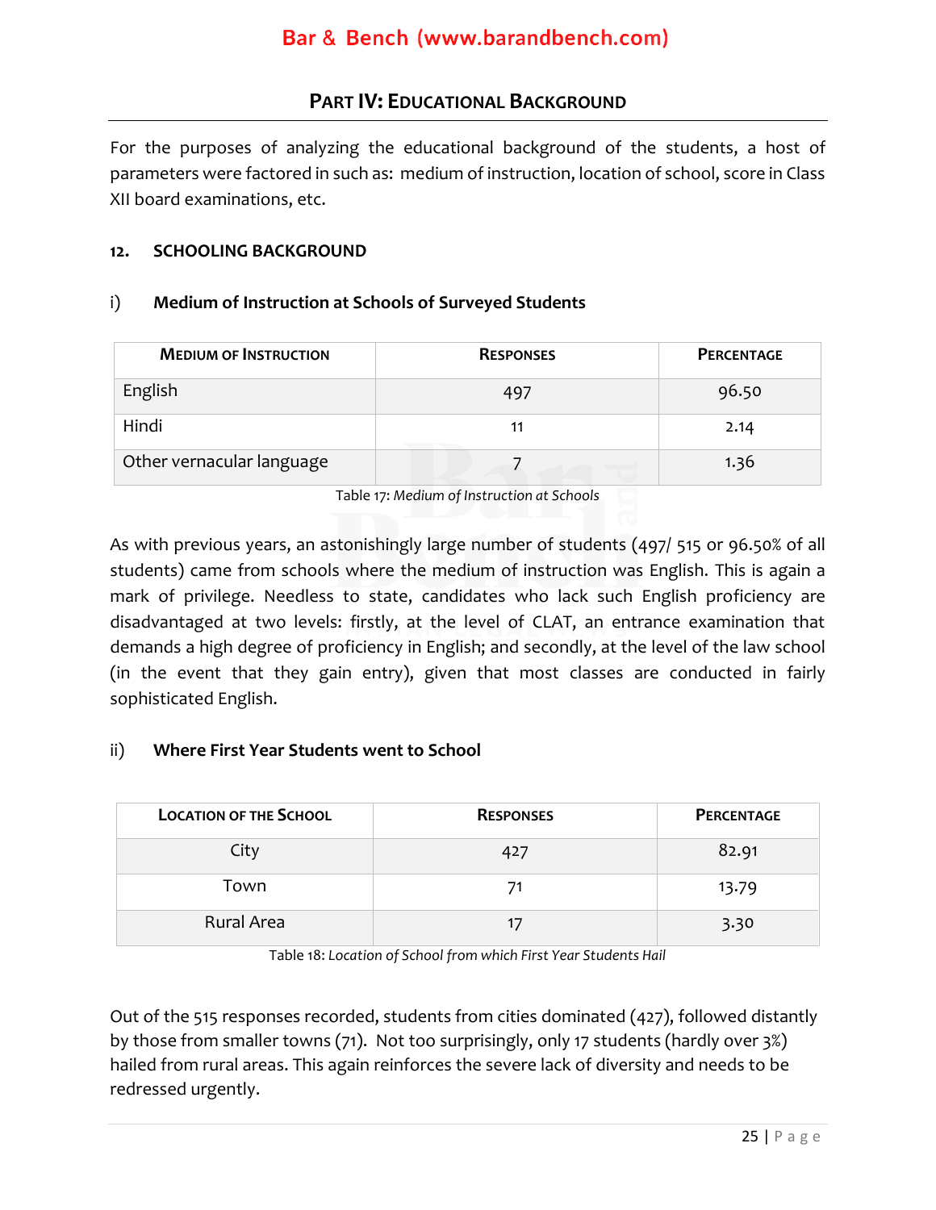## Part IV: Educational Background

For the purposes of analyzing the educational background of the students, a host of parameters were factored in such as: medium of instruction, location of school, score in Class XII board examinations, etc.

### 12. SCHOOLING BACKGROUND

#### i) Medium of Instruction at Schools of Surveyed Students

| Medium of Instruction | Responses | Percentage |
|---|---|---|
| English | 497 | 96.50 |
| Hindi | 11 | 2.14 |
| Other vernacular language | 7 | 1.36 |

Table 17: *Medium of Instruction at Schools*

As with previous years, an astonishingly large number of students (497/ 515 or 96.50% of all students) came from schools where the medium of instruction was English. This is again a mark of privilege. Needless to state, candidates who lack such English proficiency are disadvantaged at two levels: firstly, at the level of CLAT, an entrance examination that demands a high degree of proficiency in English; and secondly, at the level of the law school (in the event that they gain entry), given that most classes are conducted in fairly sophisticated English.

#### ii) Where First Year Students went to School

| Location of the School | Responses | Percentage |
|---|---|---|
| City | 427 | 82.91 |
| Town | 71 | 13.79 |
| Rural Area | 17 | 3.30 |

Table 18: *Location of School from which First Year Students Hail*

Out of the 515 responses recorded, students from cities dominated (427), followed distantly by those from smaller towns (71). Not too surprisingly, only 17 students (hardly over 3%) hailed from rural areas. This again reinforces the severe lack of diversity and needs to be redressed urgently.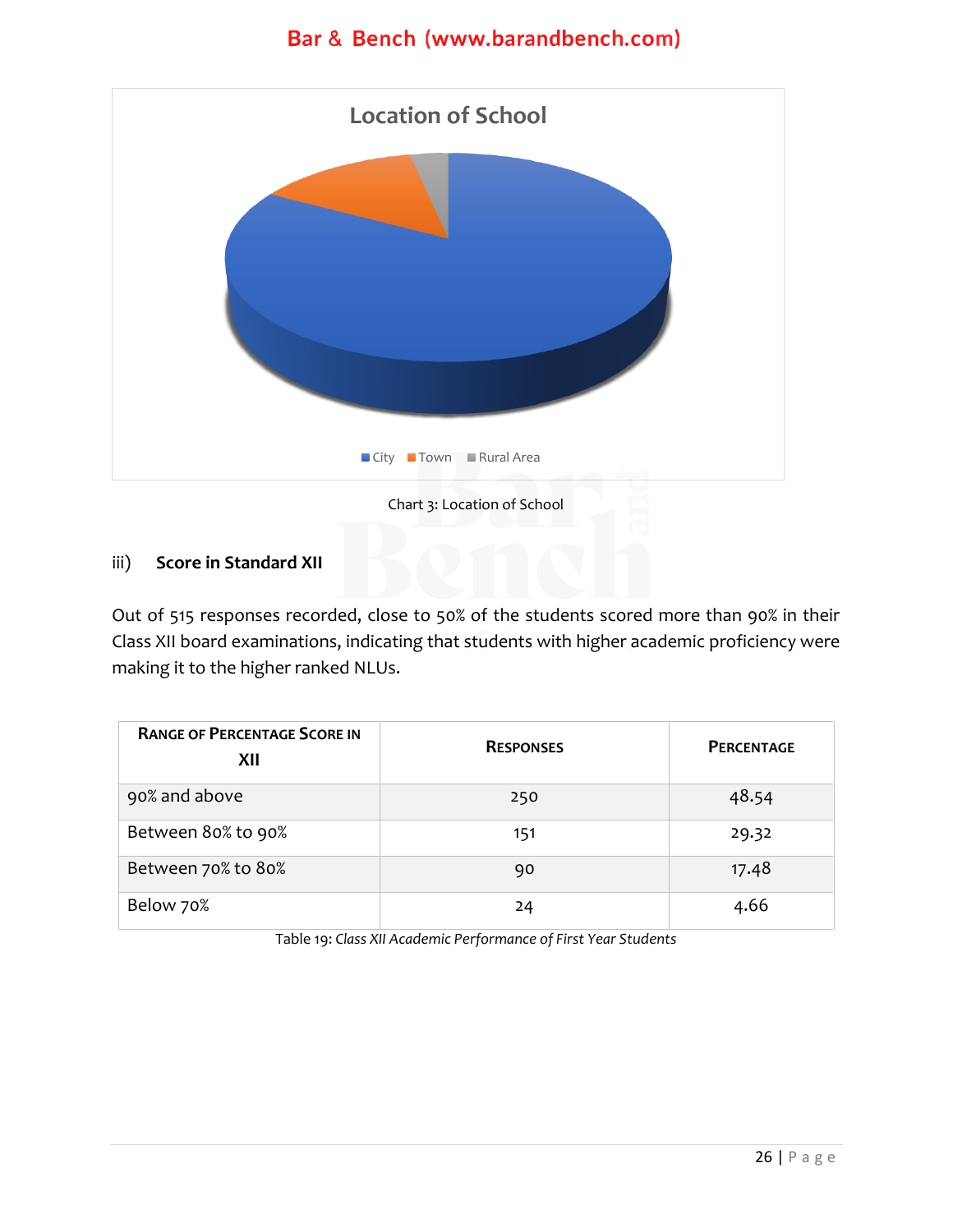Location of School

City Town Rural Area

Chart 3: Location of School

### iii) Score in Standard XII

Out of 515 responses recorded, close to 50% of the students scored more than 90% in their Class XII board examinations, indicating that students with higher academic proficiency were making it to the higher ranked NLUs.

| Range of Percentage Score in XII | Responses | Percentage |
|---|---|---|
| 90% and above | 250 | 48.54 |
| Between 80% to 90% | 151 | 29.32 |
| Between 70% to 80% | 90 | 17.48 |
| Below 70% | 24 | 4.66 |

Table 19: *Class XII Academic Performance of First Year Students*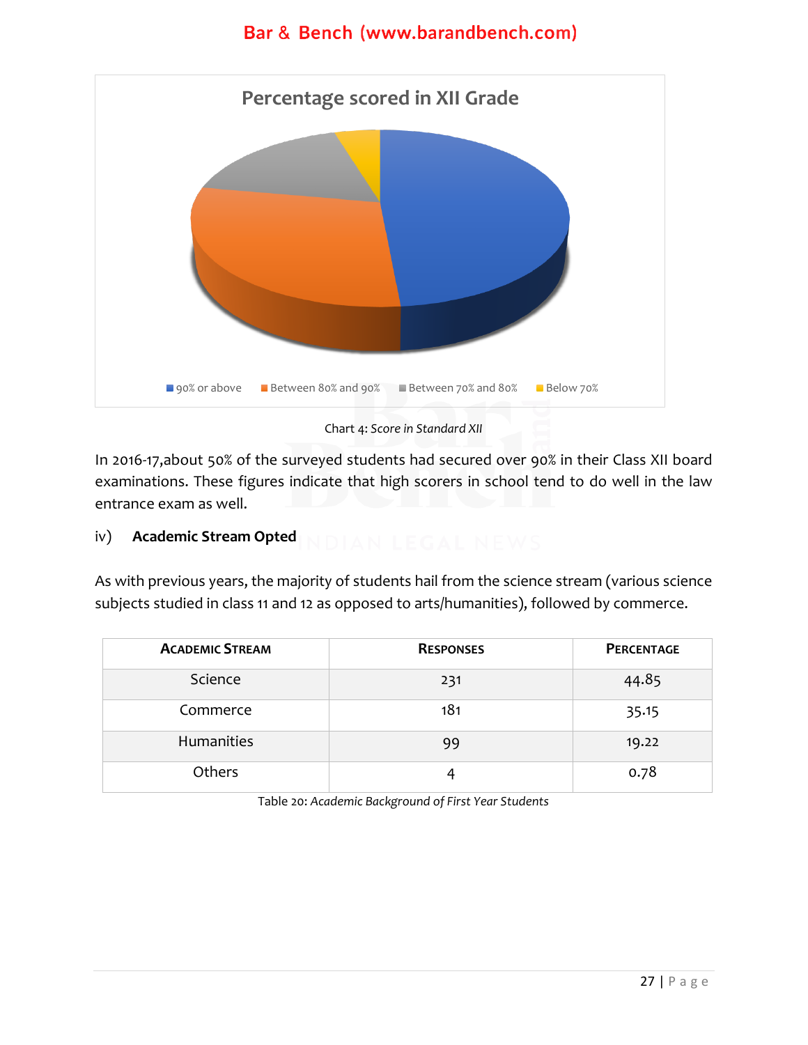Percentage scored in XII Grade

90% or above | Between 80% and 90% | Between 70% and 80% | Below 70%

Chart 4: *Score in Standard XII*

In 2016-17,about 50% of the surveyed students had secured over 90% in their Class XII board examinations. These figures indicate that high scorers in school tend to do well in the law entrance exam as well.

### iv) Academic Stream Opted

As with previous years, the majority of students hail from the science stream (various science subjects studied in class 11 and 12 as opposed to arts/humanities), followed by commerce.

| ACADEMIC STREAM | RESPONSES | PERCENTAGE |
|---|---|---|
| Science | 231 | 44.85 |
| Commerce | 181 | 35.15 |
| Humanities | 99 | 19.22 |
| Others | 4 | 0.78 |

Table 20: *Academic Background of First Year Students*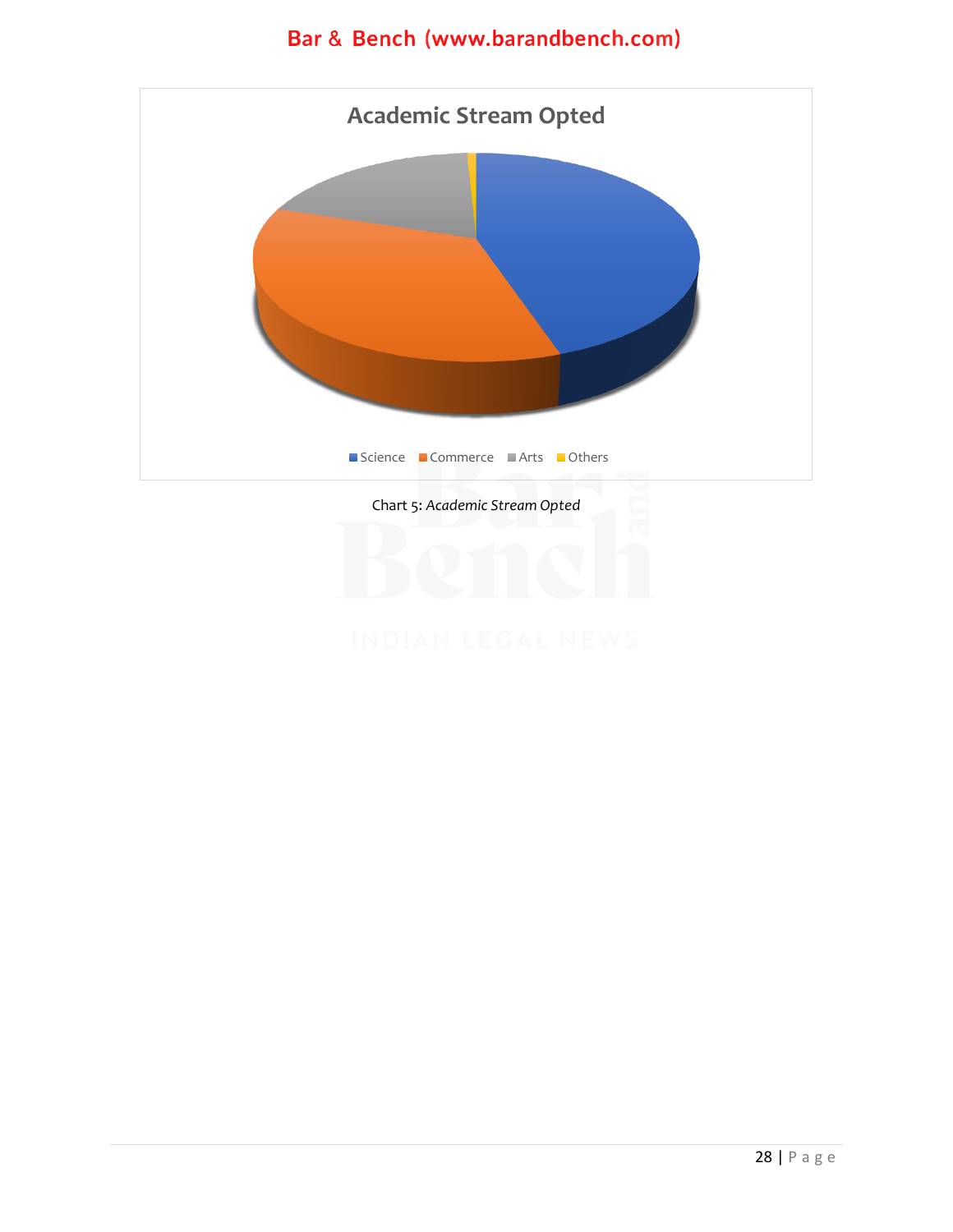Chart 5: *Academic Stream Opted*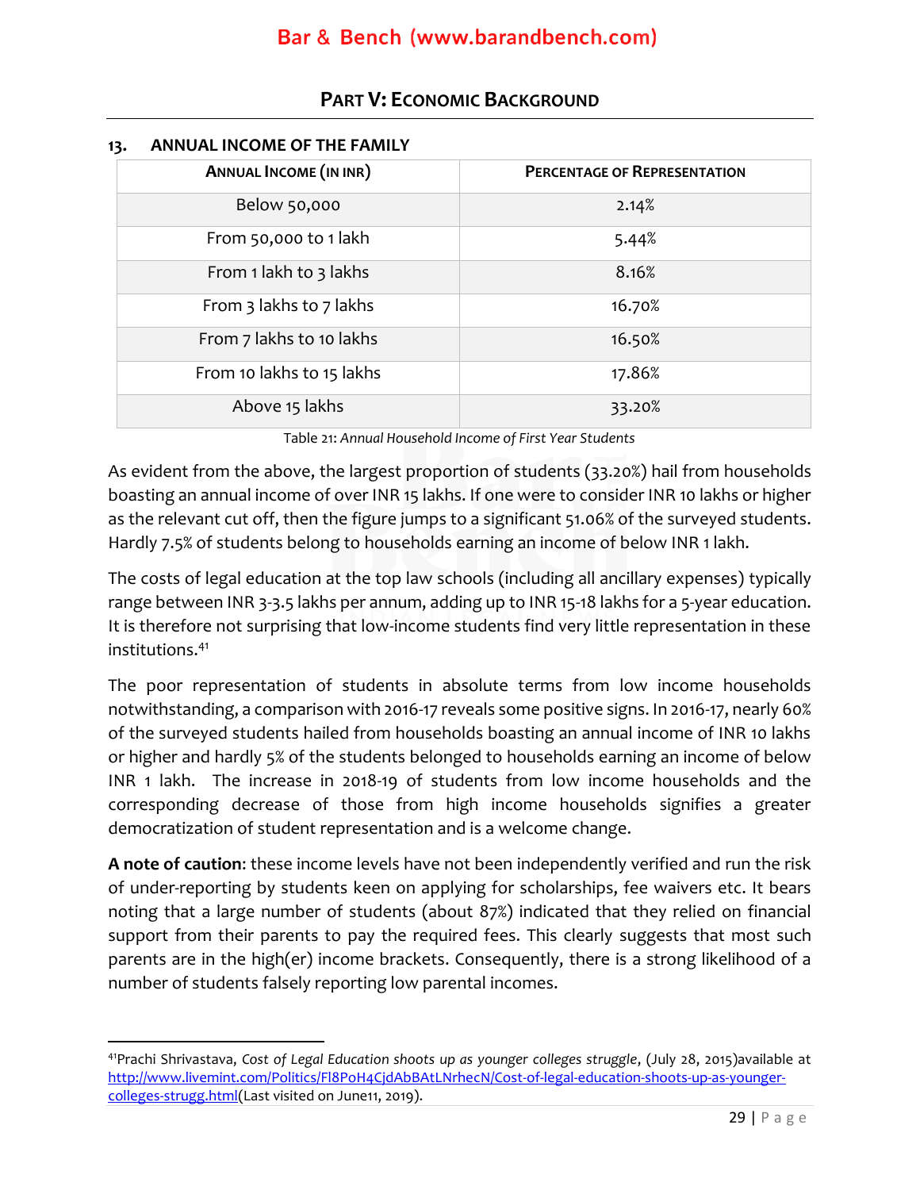## PART V: ECONOMIC BACKGROUND

### 13. ANNUAL INCOME OF THE FAMILY

| ANNUAL INCOME (IN INR) | PERCENTAGE OF REPRESENTATION |
|---|---|
| Below 50,000 | 2.14% |
| From 50,000 to 1 lakh | 5.44% |
| From 1 lakh to 3 lakhs | 8.16% |
| From 3 lakhs to 7 lakhs | 16.70% |
| From 7 lakhs to 10 lakhs | 16.50% |
| From 10 lakhs to 15 lakhs | 17.86% |
| Above 15 lakhs | 33.20% |

Table 21: *Annual Household Income of First Year Students*

As evident from the above, the largest proportion of students (33.20%) hail from households boasting an annual income of over INR 15 lakhs. If one were to consider INR 10 lakhs or higher as the relevant cut off, then the figure jumps to a significant 51.06% of the surveyed students. Hardly 7.5% of students belong to households earning an income of below INR 1 lakh.

The costs of legal education at the top law schools (including all ancillary expenses) typically range between INR 3-3.5 lakhs per annum, adding up to INR 15-18 lakhs for a 5-year education. It is therefore not surprising that low-income students find very little representation in these institutions.[41]

The poor representation of students in absolute terms from low income households notwithstanding, a comparison with 2016-17 reveals some positive signs. In 2016-17, nearly 60% of the surveyed students hailed from households boasting an annual income of INR 10 lakhs or higher and hardly 5% of the students belonged to households earning an income of below INR 1 lakh. The increase in 2018-19 of students from low income households and the corresponding decrease of those from high income households signifies a greater democratization of student representation and is a welcome change.

**A note of caution**: these income levels have not been independently verified and run the risk of under-reporting by students keen on applying for scholarships, fee waivers etc. It bears noting that a large number of students (about 87%) indicated that they relied on financial support from their parents to pay the required fees. This clearly suggests that most such parents are in the high(er) income brackets. Consequently, there is a strong likelihood of a number of students falsely reporting low parental incomes.

---

[41] Prachi Shrivastava, *Cost of Legal Education shoots up as younger colleges struggle*, (July 28, 2015)available at http://www.livemint.com/Politics/Fl8PoH4CjdAbBAtLNrhecN/Cost-of-legal-education-shoots-up-as-younger-colleges-strugg.html(Last visited on June11, 2019).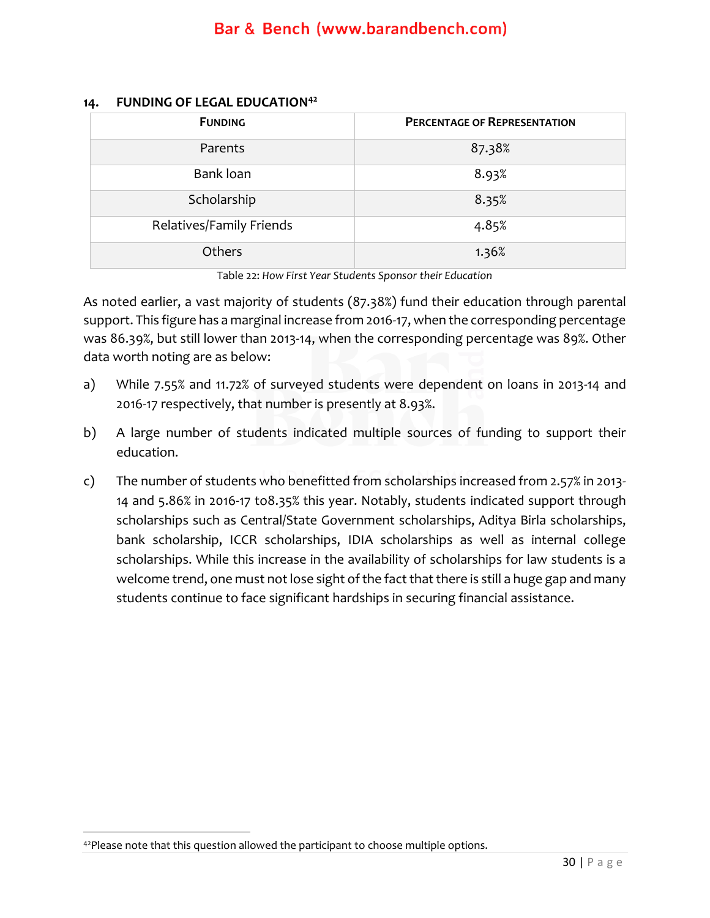## 14. FUNDING OF LEGAL EDUCATION[42]

| FUNDING | PERCENTAGE OF REPRESENTATION |
| --- | --- |
| Parents | 87.38% |
| Bank loan | 8.93% |
| Scholarship | 8.35% |
| Relatives/Family Friends | 4.85% |
| Others | 1.36% |

Table 22: *How First Year Students Sponsor their Education*

As noted earlier, a vast majority of students (87.38%) fund their education through parental support. This figure has a marginal increase from 2016-17, when the corresponding percentage was 86.39%, but still lower than 2013-14, when the corresponding percentage was 89%. Other data worth noting are as below:

a) While 7.55% and 11.72% of surveyed students were dependent on loans in 2013-14 and 2016-17 respectively, that number is presently at 8.93%.

b) A large number of students indicated multiple sources of funding to support their education.

c) The number of students who benefitted from scholarships increased from 2.57% in 2013-14 and 5.86% in 2016-17 to8.35% this year. Notably, students indicated support through scholarships such as Central/State Government scholarships, Aditya Birla scholarships, bank scholarship, ICCR scholarships, IDIA scholarships as well as internal college scholarships. While this increase in the availability of scholarships for law students is a welcome trend, one must not lose sight of the fact that there is still a huge gap and many students continue to face significant hardships in securing financial assistance.

[42]Please note that this question allowed the participant to choose multiple options.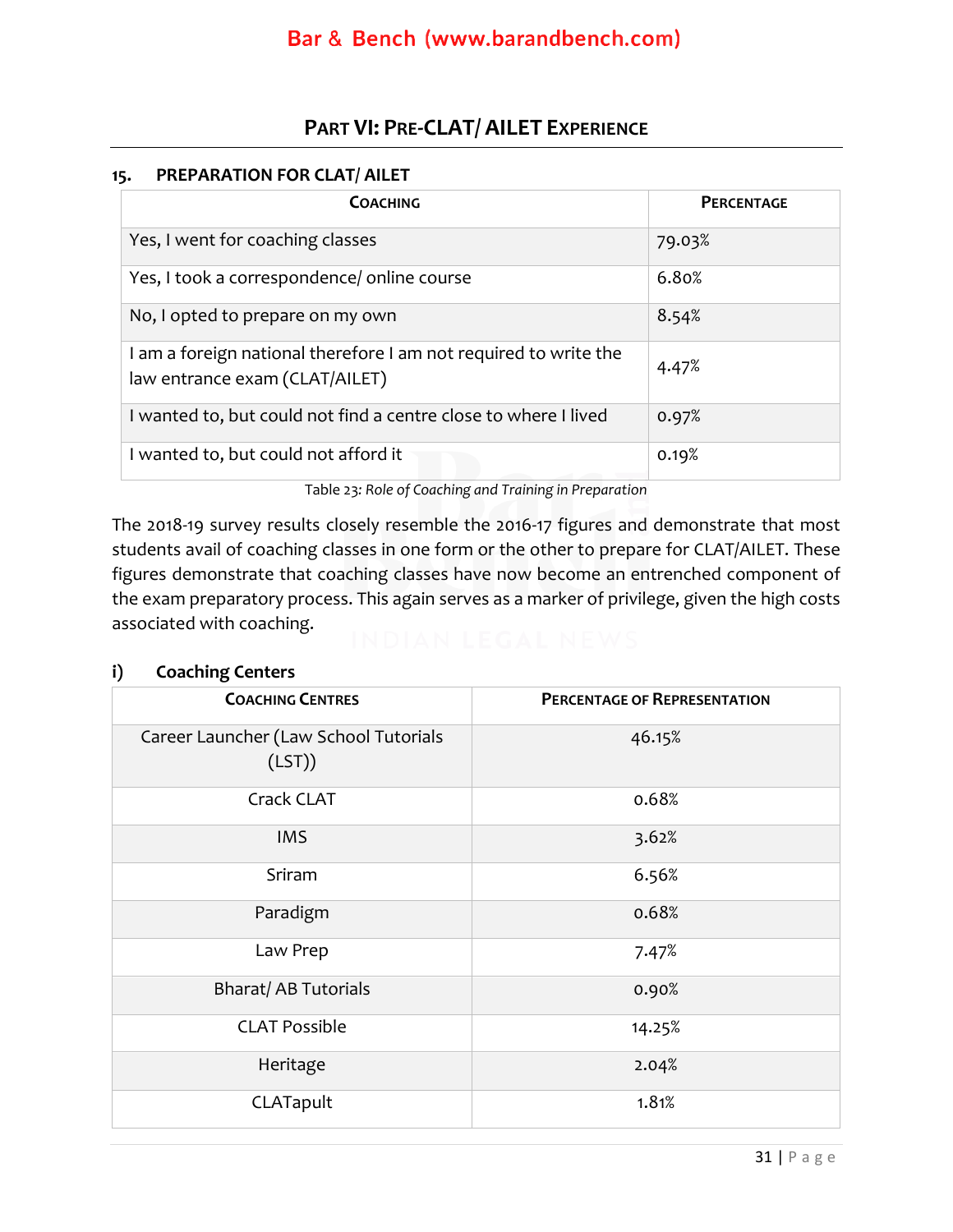## PART VI: PRE-CLAT/ AILET EXPERIENCE

### 15. PREPARATION FOR CLAT/ AILET

| COACHING | PERCENTAGE |
|---|---|
| Yes, I went for coaching classes | 79.03% |
| Yes, I took a correspondence/ online course | 6.80% |
| No, I opted to prepare on my own | 8.54% |
| I am a foreign national therefore I am not required to write the law entrance exam (CLAT/AILET) | 4.47% |
| I wanted to, but could not find a centre close to where I lived | 0.97% |
| I wanted to, but could not afford it | 0.19% |

Table 23: *Role of Coaching and Training in Preparation*

The 2018-19 survey results closely resemble the 2016-17 figures and demonstrate that most students avail of coaching classes in one form or the other to prepare for CLAT/AILET. These figures demonstrate that coaching classes have now become an entrenched component of the exam preparatory process. This again serves as a marker of privilege, given the high costs associated with coaching.

#### i) Coaching Centers

| COACHING CENTRES | PERCENTAGE OF REPRESENTATION |
|---|---|
| Career Launcher (Law School Tutorials (LST)) | 46.15% |
| Crack CLAT | 0.68% |
| IMS | 3.62% |
| Sriram | 6.56% |
| Paradigm | 0.68% |
| Law Prep | 7.47% |
| Bharat/ AB Tutorials | 0.90% |
| CLAT Possible | 14.25% |
| Heritage | 2.04% |
| CLATapult | 1.81% |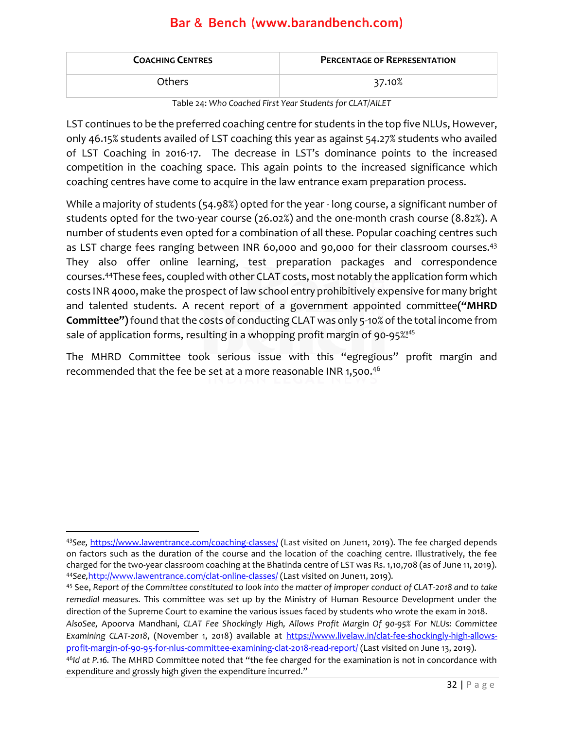| COACHING CENTRES | PERCENTAGE OF REPRESENTATION |
|---|---|
| Others | 37.10% |

Table 24: *Who Coached First Year Students for CLAT/AILET*

LST continues to be the preferred coaching centre for students in the top five NLUs, However, only 46.15% students availed of LST coaching this year as against 54.27% students who availed of LST Coaching in 2016-17. The decrease in LST's dominance points to the increased competition in the coaching space. This again points to the increased significance which coaching centres have come to acquire in the law entrance exam preparation process.

While a majority of students (54.98%) opted for the year - long course, a significant number of students opted for the two-year course (26.02%) and the one-month crash course (8.82%). A number of students even opted for a combination of all these. Popular coaching centres such as LST charge fees ranging between INR 60,000 and 90,000 for their classroom courses.[43] They also offer online learning, test preparation packages and correspondence courses.[44] These fees, coupled with other CLAT costs, most notably the application form which costs INR 4000, make the prospect of law school entry prohibitively expensive for many bright and talented students. A recent report of a government appointed committee **("MHRD Committee")** found that the costs of conducting CLAT was only 5-10% of the total income from sale of application forms, resulting in a whopping profit margin of 90-95%![45]

The MHRD Committee took serious issue with this "egregious" profit margin and recommended that the fee be set at a more reasonable INR 1,500.[46]

---

[43] *See,* https://www.lawentrance.com/coaching-classes/ (Last visited on June11, 2019). The fee charged depends on factors such as the duration of the course and the location of the coaching centre. Illustratively, the fee charged for the two-year classroom coaching at the Bhatinda centre of LST was Rs. 1,10,708 (as of June 11, 2019).

[44] *See,* http://www.lawentrance.com/clat-online-classes/ (Last visited on June11, 2019).

[45] See, *Report of the Committee constituted to look into the matter of improper conduct of CLAT-2018 and to take remedial measures.* This committee was set up by the Ministry of Human Resource Development under the direction of the Supreme Court to examine the various issues faced by students who wrote the exam in 2018. *AlsoSee,* Apoorva Mandhani, *CLAT Fee Shockingly High, Allows Profit Margin Of 90-95% For NLUs: Committee Examining CLAT-2018*, (November 1, 2018) available at https://www.livelaw.in/clat-fee-shockingly-high-allows-profit-margin-of-90-95-for-nlus-committee-examining-clat-2018-read-report/ (Last visited on June 13, 2019).

[46] *Id at P.16.* The MHRD Committee noted that "the fee charged for the examination is not in concordance with expenditure and grossly high given the expenditure incurred."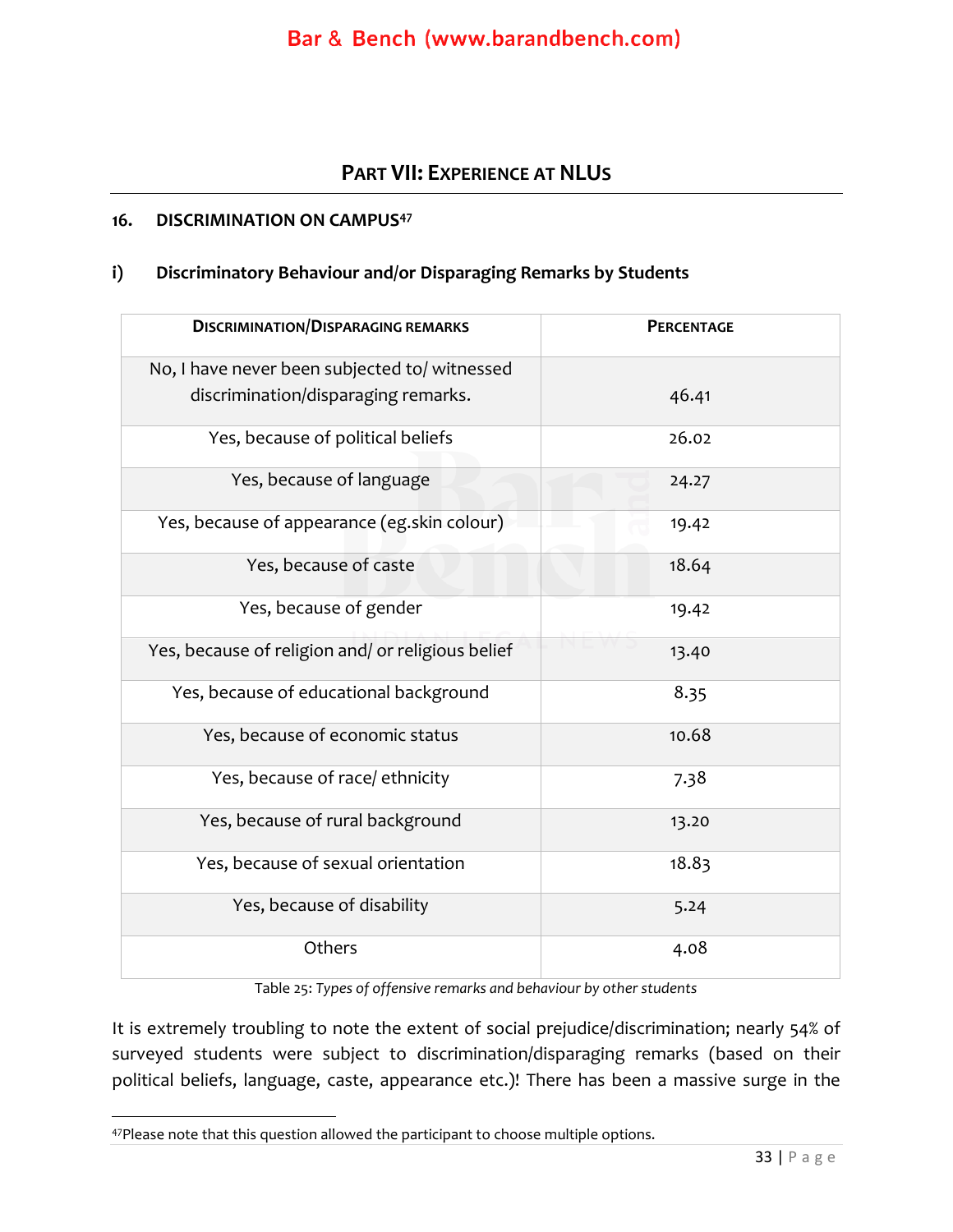## PART VII: EXPERIENCE AT NLUS

### 16. DISCRIMINATION ON CAMPUS[47]

#### i) Discriminatory Behaviour and/or Disparaging Remarks by Students

| DISCRIMINATION/DISPARAGING REMARKS | PERCENTAGE |
|---|---|
| No, I have never been subjected to/ witnessed discrimination/disparaging remarks. | 46.41 |
| Yes, because of political beliefs | 26.02 |
| Yes, because of language | 24.27 |
| Yes, because of appearance (eg.skin colour) | 19.42 |
| Yes, because of caste | 18.64 |
| Yes, because of gender | 19.42 |
| Yes, because of religion and/ or religious belief | 13.40 |
| Yes, because of educational background | 8.35 |
| Yes, because of economic status | 10.68 |
| Yes, because of race/ ethnicity | 7.38 |
| Yes, because of rural background | 13.20 |
| Yes, because of sexual orientation | 18.83 |
| Yes, because of disability | 5.24 |
| Others | 4.08 |

Table 25: *Types of offensive remarks and behaviour by other students*

It is extremely troubling to note the extent of social prejudice/discrimination; nearly 54% of surveyed students were subject to discrimination/disparaging remarks (based on their political beliefs, language, caste, appearance etc.)! There has been a massive surge in the

[47] Please note that this question allowed the participant to choose multiple options.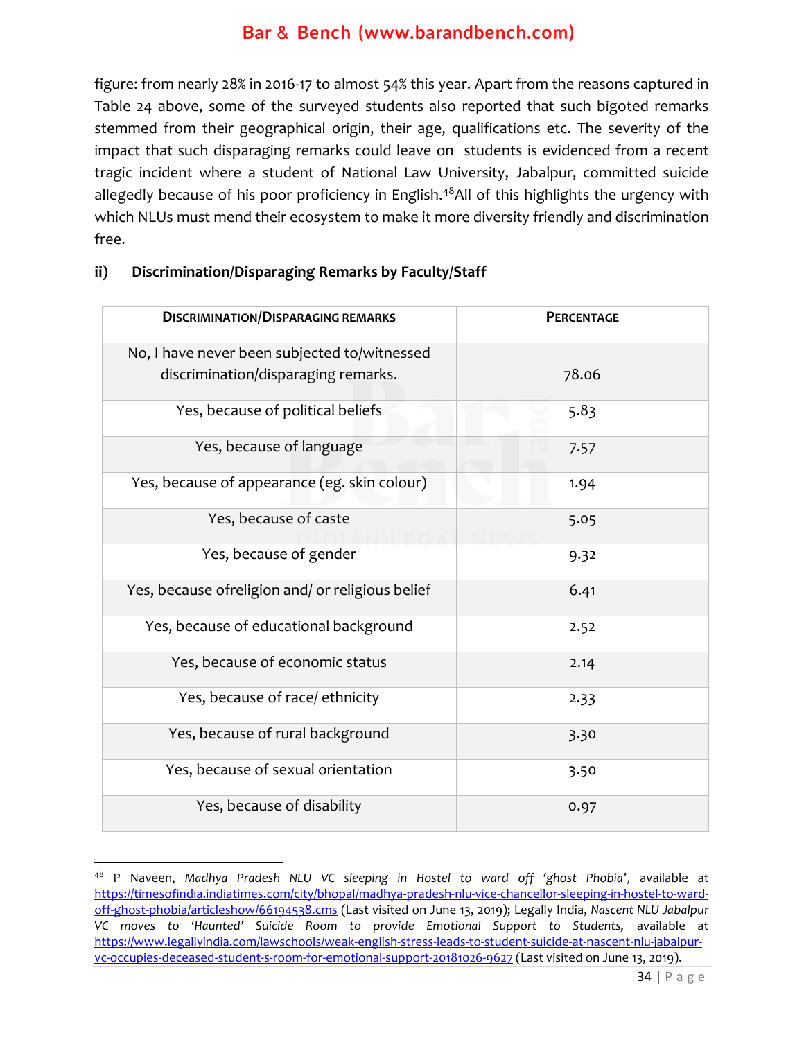figure: from nearly 28% in 2016-17 to almost 54% this year. Apart from the reasons captured in Table 24 above, some of the surveyed students also reported that such bigoted remarks stemmed from their geographical origin, their age, qualifications etc. The severity of the impact that such disparaging remarks could leave on students is evidenced from a recent tragic incident where a student of National Law University, Jabalpur, committed suicide allegedly because of his poor proficiency in English.[48] All of this highlights the urgency with which NLUs must mend their ecosystem to make it more diversity friendly and discrimination free.

**ii) Discrimination/Disparaging Remarks by Faculty/Staff**

| DISCRIMINATION/DISPARAGING REMARKS | PERCENTAGE |
|---|---|
| No, I have never been subjected to/witnessed discrimination/disparaging remarks. | 78.06 |
| Yes, because of political beliefs | 5.83 |
| Yes, because of language | 7.57 |
| Yes, because of appearance (eg. skin colour) | 1.94 |
| Yes, because of caste | 5.05 |
| Yes, because of gender | 9.32 |
| Yes, because ofreligion and/ or religious belief | 6.41 |
| Yes, because of educational background | 2.52 |
| Yes, because of economic status | 2.14 |
| Yes, because of race/ ethnicity | 2.33 |
| Yes, because of rural background | 3.30 |
| Yes, because of sexual orientation | 3.50 |
| Yes, because of disability | 0.97 |

---

[48] P Naveen, *Madhya Pradesh NLU VC sleeping in Hostel to ward off 'ghost Phobia'*, available at https://timesofindia.indiatimes.com/city/bhopal/madhya-pradesh-nlu-vice-chancellor-sleeping-in-hostel-to-ward-off-ghost-phobia/articleshow/66194538.cms (Last visited on June 13, 2019); Legally India, *Nascent NLU Jabalpur VC moves to 'Haunted' Suicide Room to provide Emotional Support to Students,* available at https://www.legallyindia.com/lawschools/weak-english-stress-leads-to-student-suicide-at-nascent-nlu-jabalpur-vc-occupies-deceased-student-s-room-for-emotional-support-20181026-9627 (Last visited on June 13, 2019).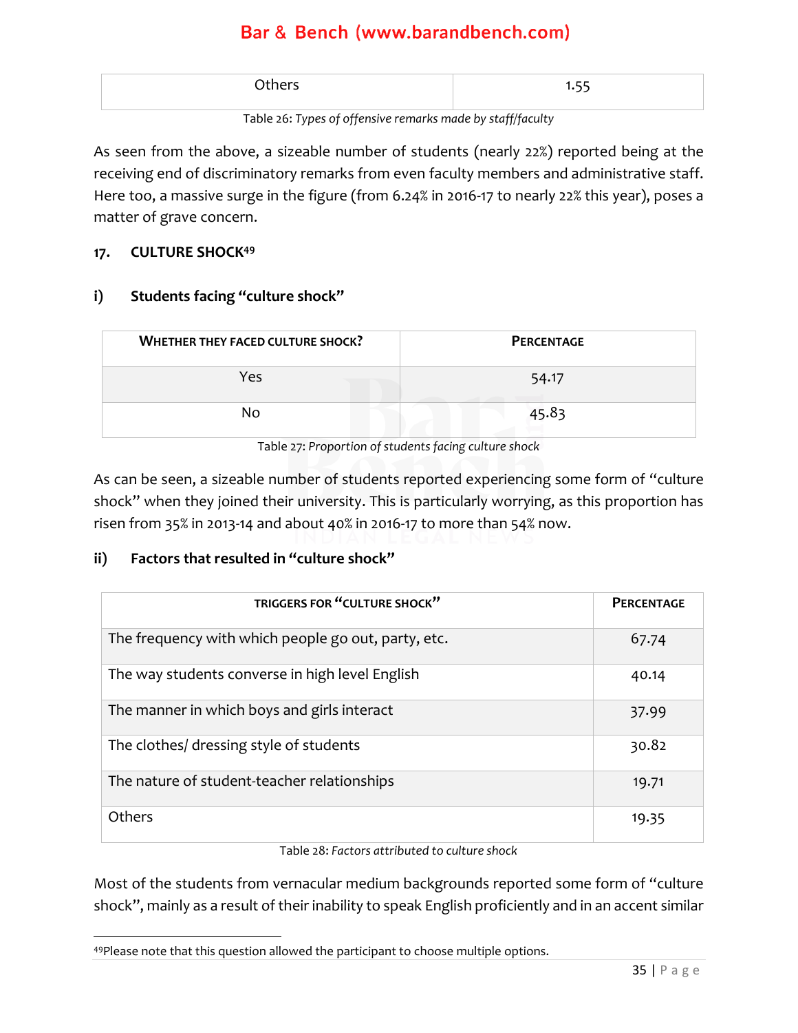| Others | 1.55 |
|---|---|

Table 26: *Types of offensive remarks made by staff/faculty*

As seen from the above, a sizeable number of students (nearly 22%) reported being at the receiving end of discriminatory remarks from even faculty members and administrative staff. Here too, a massive surge in the figure (from 6.24% in 2016-17 to nearly 22% this year), poses a matter of grave concern.

## 17. CULTURE SHOCK[49]

### i) Students facing "culture shock"

| WHETHER THEY FACED CULTURE SHOCK? | PERCENTAGE |
|---|---|
| Yes | 54.17 |
| No | 45.83 |

Table 27: *Proportion of students facing culture shock*

As can be seen, a sizeable number of students reported experiencing some form of "culture shock" when they joined their university. This is particularly worrying, as this proportion has risen from 35% in 2013-14 and about 40% in 2016-17 to more than 54% now.

### ii) Factors that resulted in "culture shock"

| TRIGGERS FOR "CULTURE SHOCK" | PERCENTAGE |
|---|---|
| The frequency with which people go out, party, etc. | 67.74 |
| The way students converse in high level English | 40.14 |
| The manner in which boys and girls interact | 37.99 |
| The clothes/ dressing style of students | 30.82 |
| The nature of student-teacher relationships | 19.71 |
| Others | 19.35 |

Table 28: *Factors attributed to culture shock*

Most of the students from vernacular medium backgrounds reported some form of "culture shock", mainly as a result of their inability to speak English proficiently and in an accent similar

[49]Please note that this question allowed the participant to choose multiple options.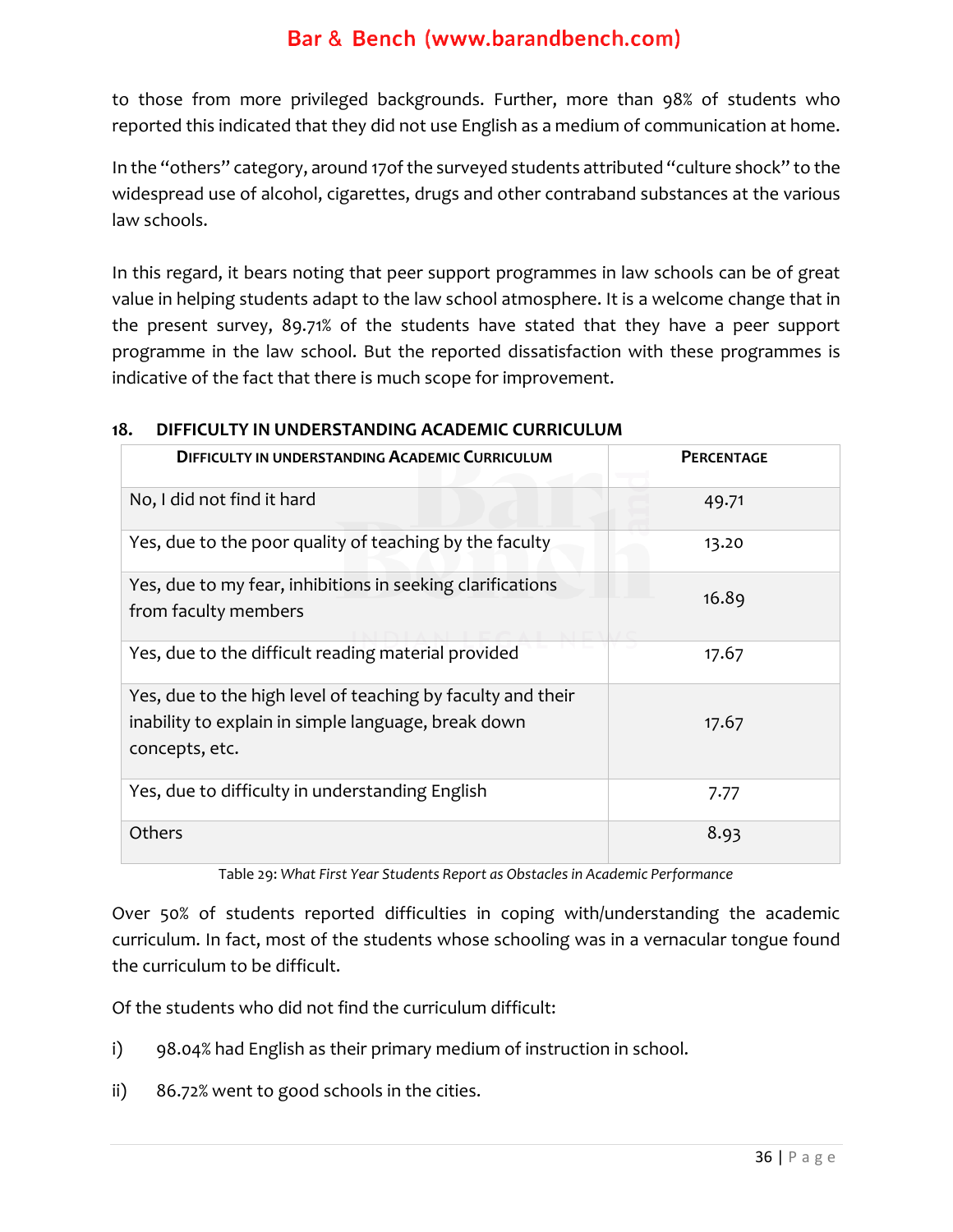to those from more privileged backgrounds. Further, more than 98% of students who reported this indicated that they did not use English as a medium of communication at home.

In the "others" category, around 17of the surveyed students attributed "culture shock" to the widespread use of alcohol, cigarettes, drugs and other contraband substances at the various law schools.

In this regard, it bears noting that peer support programmes in law schools can be of great value in helping students adapt to the law school atmosphere. It is a welcome change that in the present survey, 89.71% of the students have stated that they have a peer support programme in the law school. But the reported dissatisfaction with these programmes is indicative of the fact that there is much scope for improvement.

## 18. DIFFICULTY IN UNDERSTANDING ACADEMIC CURRICULUM

| DIFFICULTY IN UNDERSTANDING ACADEMIC CURRICULUM | PERCENTAGE |
|---|---|
| No, I did not find it hard | 49.71 |
| Yes, due to the poor quality of teaching by the faculty | 13.20 |
| Yes, due to my fear, inhibitions in seeking clarifications from faculty members | 16.89 |
| Yes, due to the difficult reading material provided | 17.67 |
| Yes, due to the high level of teaching by faculty and their inability to explain in simple language, break down concepts, etc. | 17.67 |
| Yes, due to difficulty in understanding English | 7.77 |
| Others | 8.93 |

Table 29: *What First Year Students Report as Obstacles in Academic Performance*

Over 50% of students reported difficulties in coping with/understanding the academic curriculum. In fact, most of the students whose schooling was in a vernacular tongue found the curriculum to be difficult.

Of the students who did not find the curriculum difficult:

i) 98.04% had English as their primary medium of instruction in school.

ii) 86.72% went to good schools in the cities.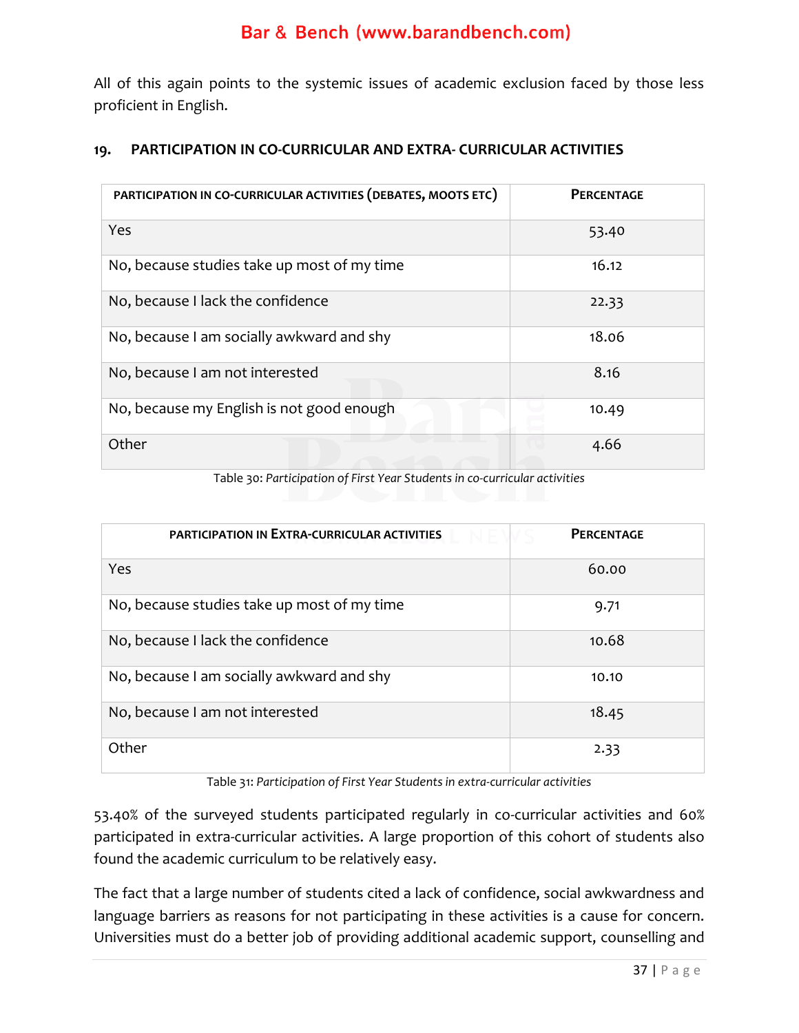All of this again points to the systemic issues of academic exclusion faced by those less proficient in English.

## 19. PARTICIPATION IN CO-CURRICULAR AND EXTRA- CURRICULAR ACTIVITIES

| PARTICIPATION IN CO-CURRICULAR ACTIVITIES (DEBATES, MOOTS ETC) | PERCENTAGE |
|---|---|
| Yes | 53.40 |
| No, because studies take up most of my time | 16.12 |
| No, because I lack the confidence | 22.33 |
| No, because I am socially awkward and shy | 18.06 |
| No, because I am not interested | 8.16 |
| No, because my English is not good enough | 10.49 |
| Other | 4.66 |

Table 30: *Participation of First Year Students in co-curricular activities*

| PARTICIPATION IN EXTRA-CURRICULAR ACTIVITIES | PERCENTAGE |
|---|---|
| Yes | 60.00 |
| No, because studies take up most of my time | 9.71 |
| No, because I lack the confidence | 10.68 |
| No, because I am socially awkward and shy | 10.10 |
| No, because I am not interested | 18.45 |
| Other | 2.33 |

Table 31: *Participation of First Year Students in extra-curricular activities*

53.40% of the surveyed students participated regularly in co-curricular activities and 60% participated in extra-curricular activities. A large proportion of this cohort of students also found the academic curriculum to be relatively easy.

The fact that a large number of students cited a lack of confidence, social awkwardness and language barriers as reasons for not participating in these activities is a cause for concern. Universities must do a better job of providing additional academic support, counselling and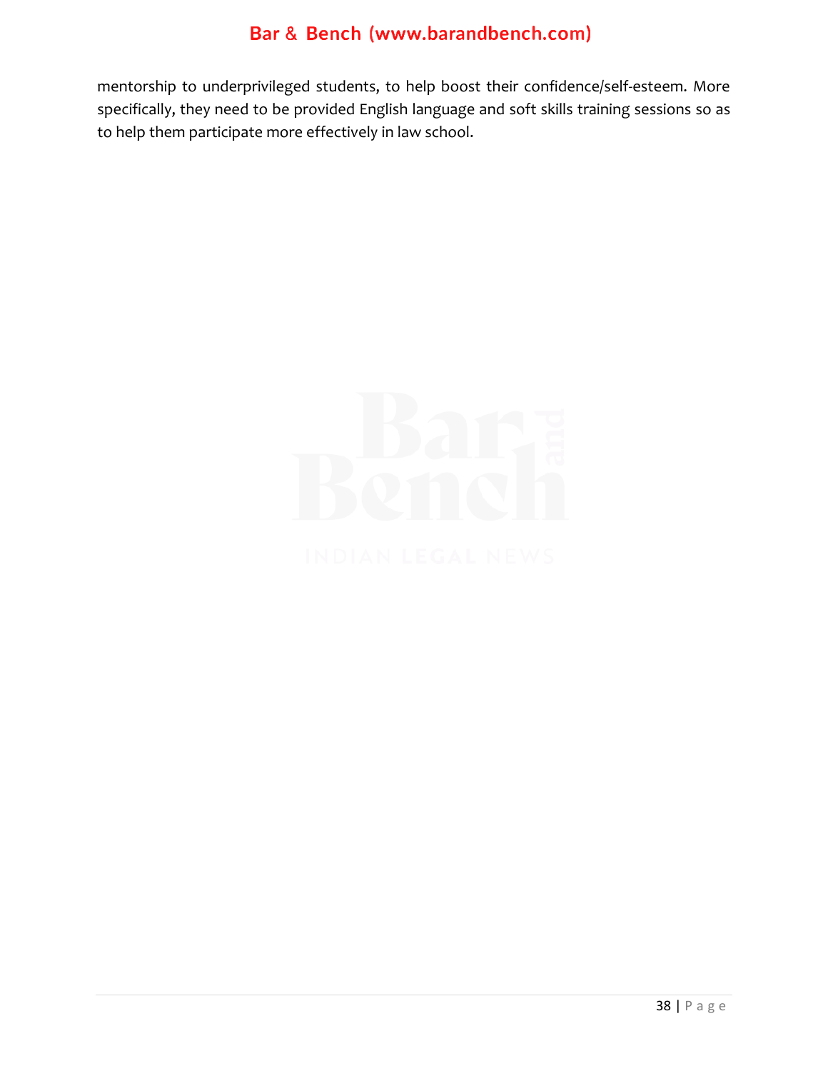mentorship to underprivileged students, to help boost their confidence/self-esteem. More specifically, they need to be provided English language and soft skills training sessions so as to help them participate more effectively in law school.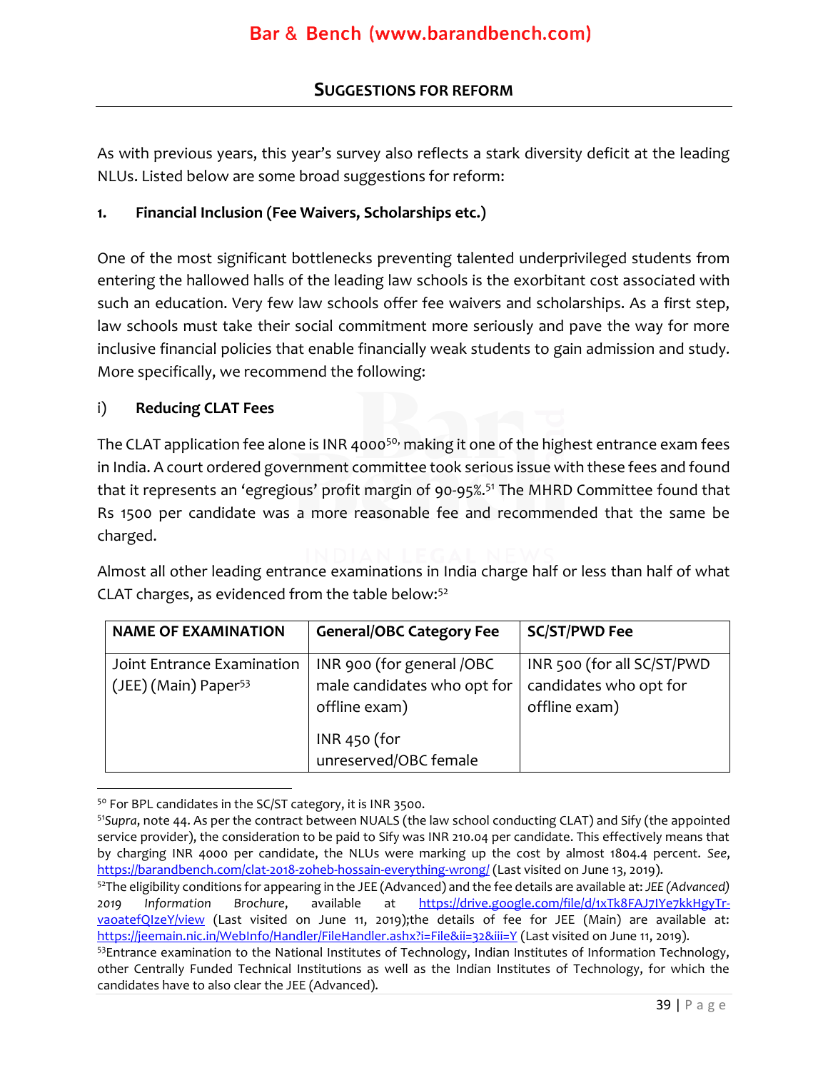## SUGGESTIONS FOR REFORM

As with previous years, this year's survey also reflects a stark diversity deficit at the leading NLUs. Listed below are some broad suggestions for reform:

### 1. Financial Inclusion (Fee Waivers, Scholarships etc.)

One of the most significant bottlenecks preventing talented underprivileged students from entering the hallowed halls of the leading law schools is the exorbitant cost associated with such an education. Very few law schools offer fee waivers and scholarships. As a first step, law schools must take their social commitment more seriously and pave the way for more inclusive financial policies that enable financially weak students to gain admission and study. More specifically, we recommend the following:

#### i) Reducing CLAT Fees

The CLAT application fee alone is INR 4000[50], making it one of the highest entrance exam fees in India. A court ordered government committee took serious issue with these fees and found that it represents an 'egregious' profit margin of 90-95%.[51] The MHRD Committee found that Rs 1500 per candidate was a more reasonable fee and recommended that the same be charged.

Almost all other leading entrance examinations in India charge half or less than half of what CLAT charges, as evidenced from the table below:[52]

| NAME OF EXAMINATION | General/OBC Category Fee | SC/ST/PWD Fee |
|---|---|---|
| Joint Entrance Examination (JEE) (Main) Paper[53] | INR 900 (for general /OBC male candidates who opt for offline exam)<br><br>INR 450 (for unreserved/OBC female | INR 500 (for all SC/ST/PWD candidates who opt for offline exam) |

---

[50] For BPL candidates in the SC/ST category, it is INR 3500.

[51] *Supra*, note 44. As per the contract between NUALS (the law school conducting CLAT) and Sify (the appointed service provider), the consideration to be paid to Sify was INR 210.04 per candidate. This effectively means that by charging INR 4000 per candidate, the NLUs were marking up the cost by almost 1804.4 percent. *See*, https://barandbench.com/clat-2018-zoheb-hossain-everything-wrong/ (Last visited on June 13, 2019).

[52] The eligibility conditions for appearing in the JEE (Advanced) and the fee details are available at: *JEE (Advanced) 2019 Information Brochure*, available at https://drive.google.com/file/d/1xTk8FAJ7IYe7kkHgyTr-vaoatefQIzeY/view (Last visited on June 11, 2019);the details of fee for JEE (Main) are available at: https://jeemain.nic.in/WebInfo/Handler/FileHandler.ashx?i=File&ii=32&iii=Y (Last visited on June 11, 2019).

[53] Entrance examination to the National Institutes of Technology, Indian Institutes of Information Technology, other Centrally Funded Technical Institutions as well as the Indian Institutes of Technology, for which the candidates have to also clear the JEE (Advanced).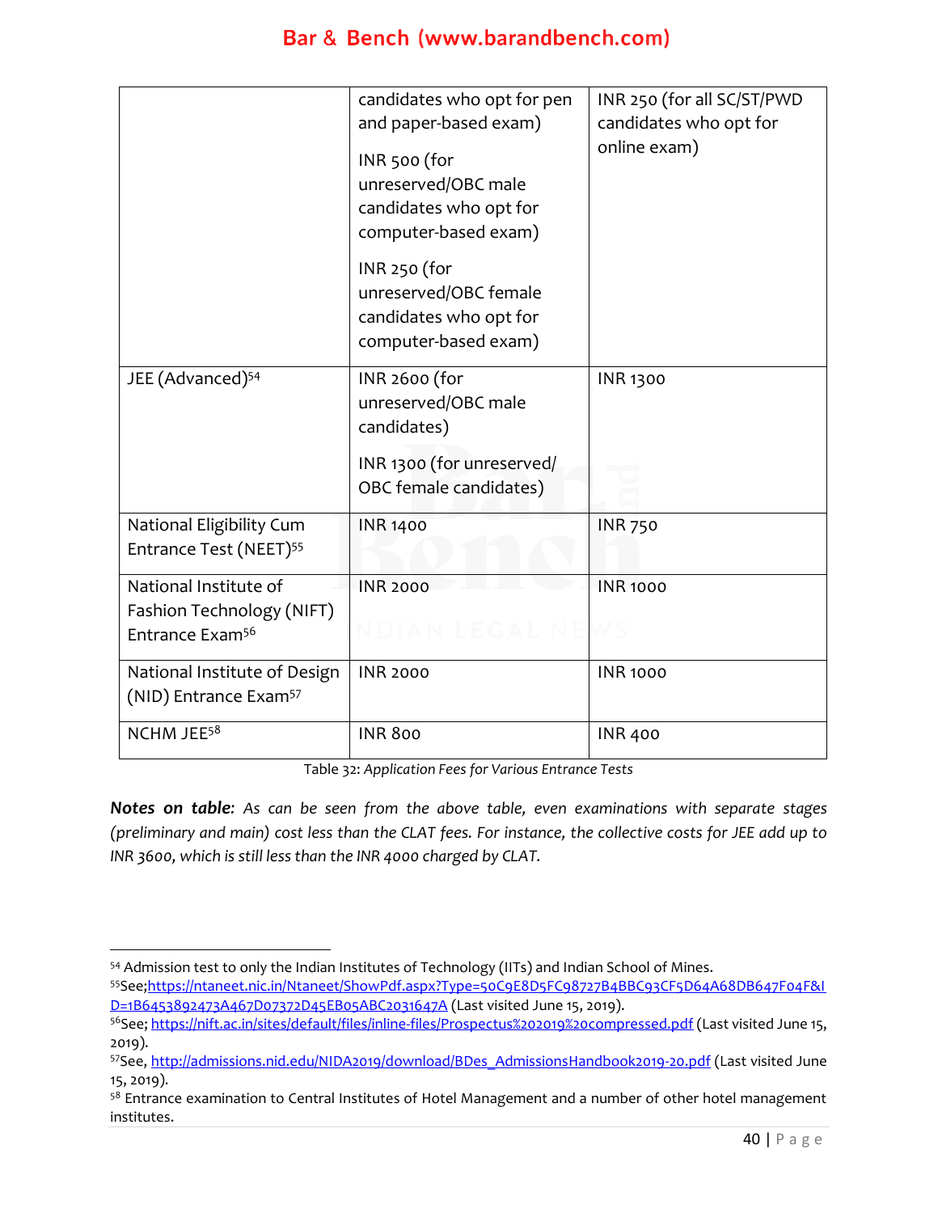| | | |
|---|---|---|
| | candidates who opt for pen and paper-based exam)<br><br>INR 500 (for unreserved/OBC male candidates who opt for computer-based exam)<br><br>INR 250 (for unreserved/OBC female candidates who opt for computer-based exam) | INR 250 (for all SC/ST/PWD candidates who opt for online exam) |
| JEE (Advanced)[54] | INR 2600 (for unreserved/OBC male candidates)<br><br>INR 1300 (for unreserved/ OBC female candidates) | INR 1300 |
| National Eligibility Cum Entrance Test (NEET)[55] | INR 1400 | INR 750 |
| National Institute of Fashion Technology (NIFT) Entrance Exam[56] | INR 2000 | INR 1000 |
| National Institute of Design (NID) Entrance Exam[57] | INR 2000 | INR 1000 |
| NCHM JEE[58] | INR 800 | INR 400 |

Table 32: *Application Fees for Various Entrance Tests*

***Notes on table:*** *As can be seen from the above table, even examinations with separate stages (preliminary and main) cost less than the CLAT fees. For instance, the collective costs for JEE add up to INR 3600, which is still less than the INR 4000 charged by CLAT.*

---

[54] Admission test to only the Indian Institutes of Technology (IITs) and Indian School of Mines.

[55] See; https://ntaneet.nic.in/Ntaneet/ShowPdf.aspx?Type=50C9E8D5FC98727B4BBC93CF5D64A68DB647F04F&ID=1B6453892473A467D07372D45EB05ABC2031647A (Last visited June 15, 2019).

[56] See; https://nift.ac.in/sites/default/files/inline-files/Prospectus%202019%20compressed.pdf (Last visited June 15, 2019).

[57] See, http://admissions.nid.edu/NIDA2019/download/BDes_AdmissionsHandbook2019-20.pdf (Last visited June 15, 2019).

[58] Entrance examination to Central Institutes of Hotel Management and a number of other hotel management institutes.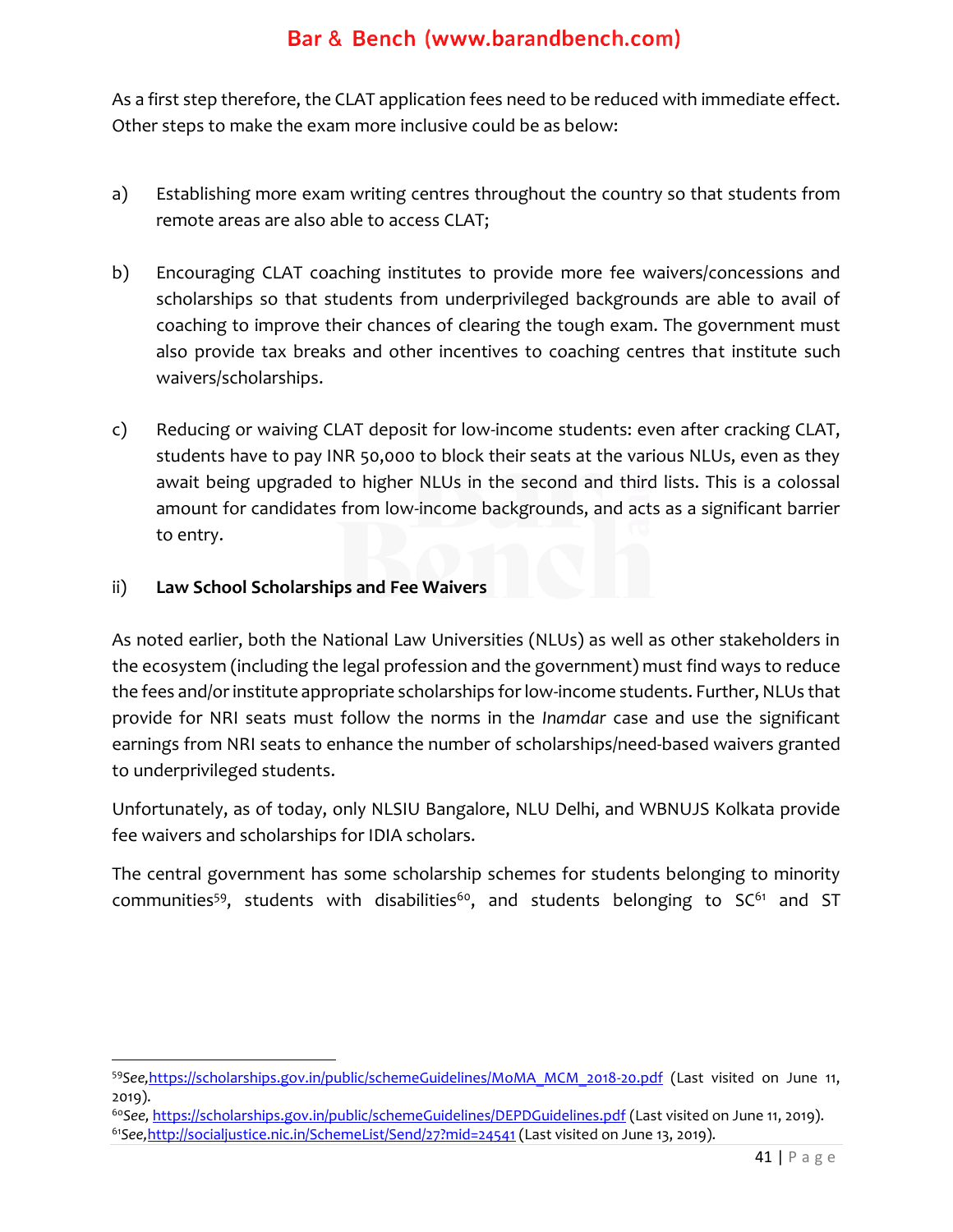As a first step therefore, the CLAT application fees need to be reduced with immediate effect. Other steps to make the exam more inclusive could be as below:

a) Establishing more exam writing centres throughout the country so that students from remote areas are also able to access CLAT;

b) Encouraging CLAT coaching institutes to provide more fee waivers/concessions and scholarships so that students from underprivileged backgrounds are able to avail of coaching to improve their chances of clearing the tough exam. The government must also provide tax breaks and other incentives to coaching centres that institute such waivers/scholarships.

c) Reducing or waiving CLAT deposit for low-income students: even after cracking CLAT, students have to pay INR 50,000 to block their seats at the various NLUs, even as they await being upgraded to higher NLUs in the second and third lists. This is a colossal amount for candidates from low-income backgrounds, and acts as a significant barrier to entry.

ii) **Law School Scholarships and Fee Waivers**

As noted earlier, both the National Law Universities (NLUs) as well as other stakeholders in the ecosystem (including the legal profession and the government) must find ways to reduce the fees and/or institute appropriate scholarships for low-income students. Further, NLUs that provide for NRI seats must follow the norms in the *Inamdar* case and use the significant earnings from NRI seats to enhance the number of scholarships/need-based waivers granted to underprivileged students.

Unfortunately, as of today, only NLSIU Bangalore, NLU Delhi, and WBNUJS Kolkata provide fee waivers and scholarships for IDIA scholars.

The central government has some scholarship schemes for students belonging to minority communities[59], students with disabilities[60], and students belonging to SC[61] and ST

---

[59] *See,* https://scholarships.gov.in/public/schemeGuidelines/MoMA_MCM_2018-20.pdf (Last visited on June 11, 2019).

[60] *See,* https://scholarships.gov.in/public/schemeGuidelines/DEPDGuidelines.pdf (Last visited on June 11, 2019).

[61] *See,* http://socialjustice.nic.in/SchemeList/Send/27?mid=24541 (Last visited on June 13, 2019).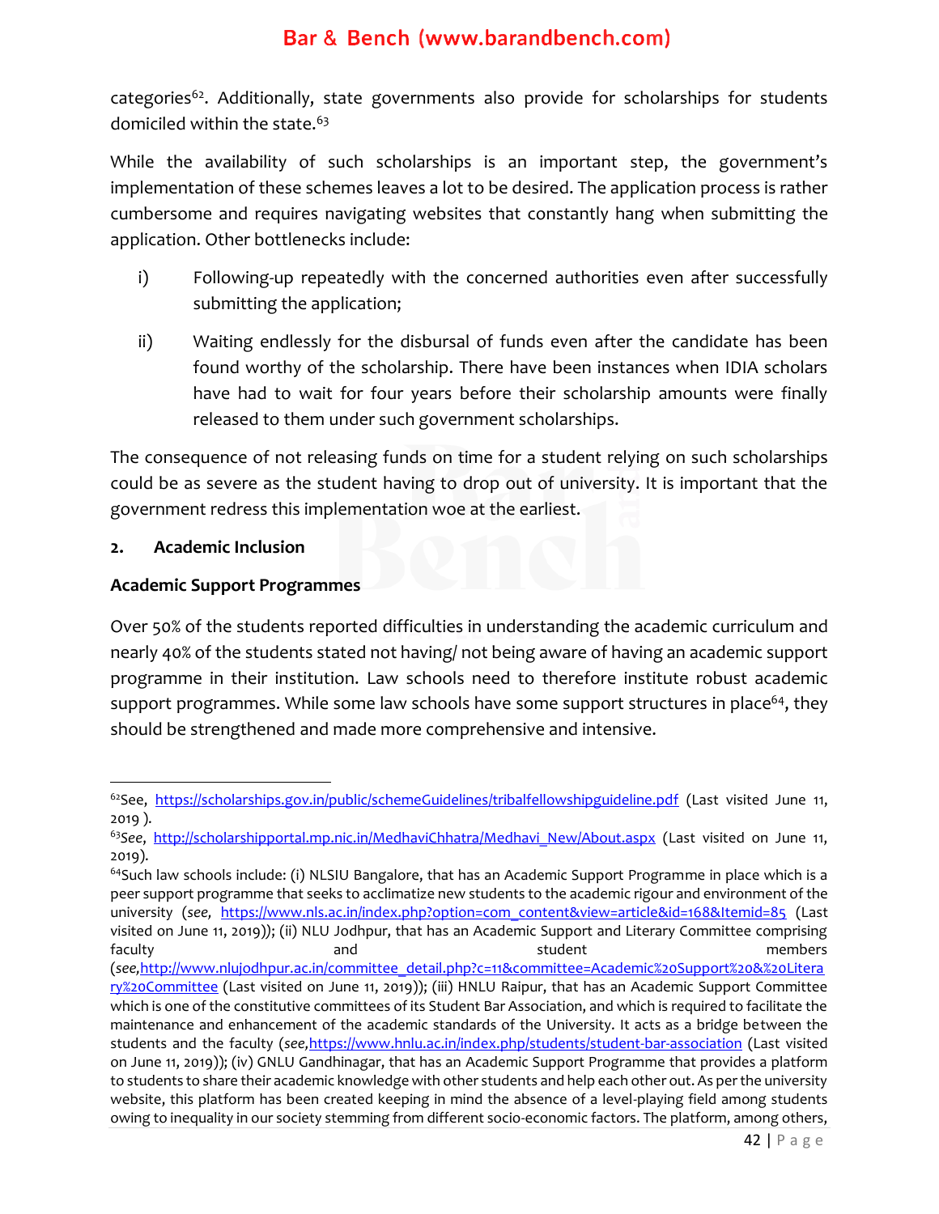categories[62]. Additionally, state governments also provide for scholarships for students domiciled within the state.[63]

While the availability of such scholarships is an important step, the government's implementation of these schemes leaves a lot to be desired. The application process is rather cumbersome and requires navigating websites that constantly hang when submitting the application. Other bottlenecks include:

i) Following-up repeatedly with the concerned authorities even after successfully submitting the application;

ii) Waiting endlessly for the disbursal of funds even after the candidate has been found worthy of the scholarship. There have been instances when IDIA scholars have had to wait for four years before their scholarship amounts were finally released to them under such government scholarships.

The consequence of not releasing funds on time for a student relying on such scholarships could be as severe as the student having to drop out of university. It is important that the government redress this implementation woe at the earliest.

## 2. Academic Inclusion

### Academic Support Programmes

Over 50% of the students reported difficulties in understanding the academic curriculum and nearly 40% of the students stated not having/ not being aware of having an academic support programme in their institution. Law schools need to therefore institute robust academic support programmes. While some law schools have some support structures in place[64], they should be strengthened and made more comprehensive and intensive.

---

[62] See, https://scholarships.gov.in/public/schemeGuidelines/tribalfellowshipguideline.pdf (Last visited June 11, 2019 ).

[63] *See*, http://scholarshipportal.mp.nic.in/MedhaviChhatra/Medhavi_New/About.aspx (Last visited on June 11, 2019).

[64] Such law schools include: (i) NLSIU Bangalore, that has an Academic Support Programme in place which is a peer support programme that seeks to acclimatize new students to the academic rigour and environment of the university (*see*, https://www.nls.ac.in/index.php?option=com_content&view=article&id=168&Itemid=85 (Last visited on June 11, 2019)); (ii) NLU Jodhpur, that has an Academic Support and Literary Committee comprising faculty and student members (*see*, http://www.nlujodhpur.ac.in/committee_detail.php?c=11&committee=Academic%20Support%20&%20Literary%20Committee (Last visited on June 11, 2019)); (iii) HNLU Raipur, that has an Academic Support Committee which is one of the constitutive committees of its Student Bar Association, and which is required to facilitate the maintenance and enhancement of the academic standards of the University. It acts as a bridge between the students and the faculty (*see*, https://www.hnlu.ac.in/index.php/students/student-bar-association (Last visited on June 11, 2019)); (iv) GNLU Gandhinagar, that has an Academic Support Programme that provides a platform to students to share their academic knowledge with other students and help each other out. As per the university website, this platform has been created keeping in mind the absence of a level-playing field among students owing to inequality in our society stemming from different socio-economic factors. The platform, among others,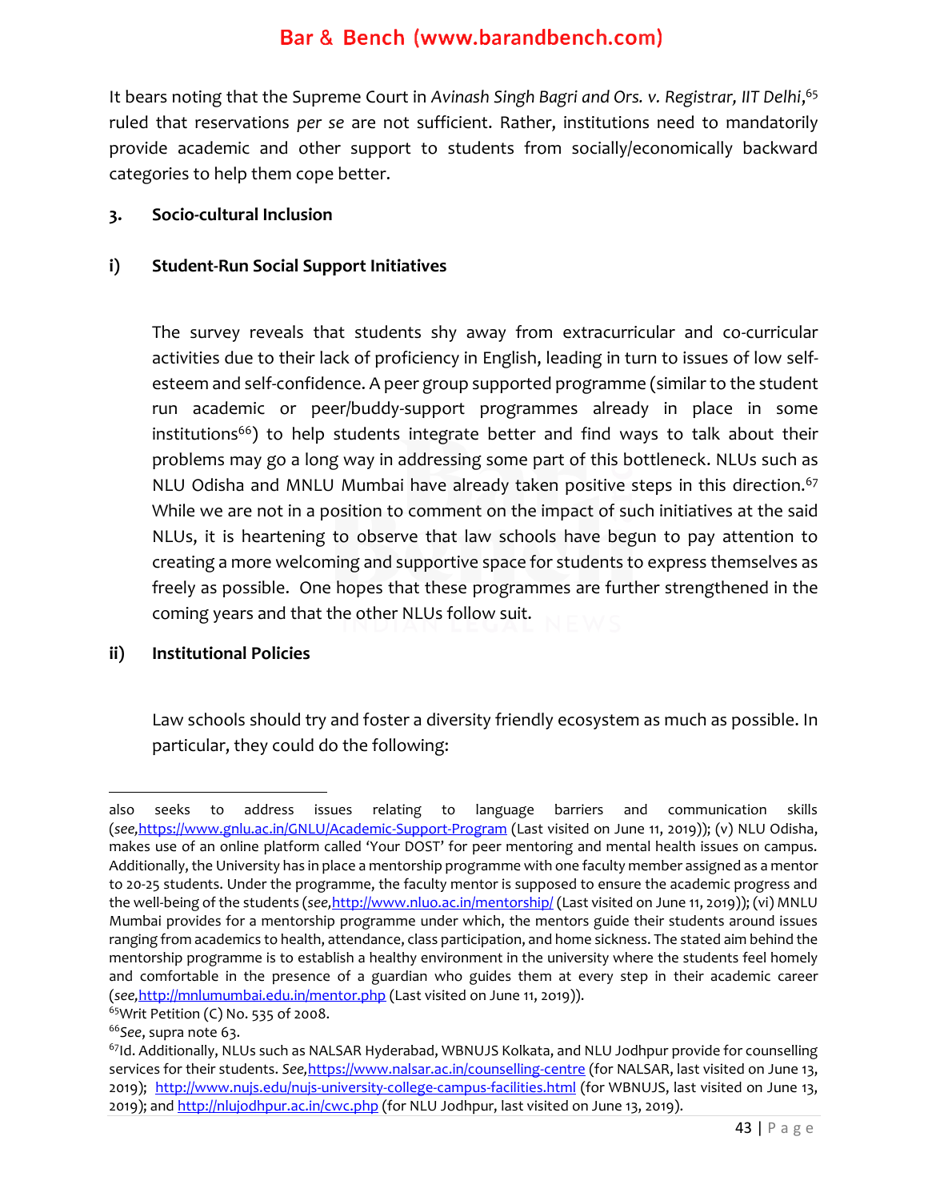It bears noting that the Supreme Court in *Avinash Singh Bagri and Ors. v. Registrar, IIT Delhi*,[65] ruled that reservations *per se* are not sufficient. Rather, institutions need to mandatorily provide academic and other support to students from socially/economically backward categories to help them cope better.

### 3. Socio-cultural Inclusion

#### i) Student-Run Social Support Initiatives

The survey reveals that students shy away from extracurricular and co-curricular activities due to their lack of proficiency in English, leading in turn to issues of low self-esteem and self-confidence. A peer group supported programme (similar to the student run academic or peer/buddy-support programmes already in place in some institutions[66]) to help students integrate better and find ways to talk about their problems may go a long way in addressing some part of this bottleneck. NLUs such as NLU Odisha and MNLU Mumbai have already taken positive steps in this direction.[67] While we are not in a position to comment on the impact of such initiatives at the said NLUs, it is heartening to observe that law schools have begun to pay attention to creating a more welcoming and supportive space for students to express themselves as freely as possible. One hopes that these programmes are further strengthened in the coming years and that the other NLUs follow suit.

#### ii) Institutional Policies

Law schools should try and foster a diversity friendly ecosystem as much as possible. In particular, they could do the following:

---

also seeks to address issues relating to language barriers and communication skills (*see,*https://www.gnlu.ac.in/GNLU/Academic-Support-Program (Last visited on June 11, 2019)); (v) NLU Odisha, makes use of an online platform called 'Your DOST' for peer mentoring and mental health issues on campus. Additionally, the University has in place a mentorship programme with one faculty member assigned as a mentor to 20-25 students. Under the programme, the faculty mentor is supposed to ensure the academic progress and the well-being of the students (*see,*http://www.nluo.ac.in/mentorship/ (Last visited on June 11, 2019)); (vi) MNLU Mumbai provides for a mentorship programme under which, the mentors guide their students around issues ranging from academics to health, attendance, class participation, and home sickness. The stated aim behind the mentorship programme is to establish a healthy environment in the university where the students feel homely and comfortable in the presence of a guardian who guides them at every step in their academic career (*see,*http://mnlumumbai.edu.in/mentor.php (Last visited on June 11, 2019)).

[65] Writ Petition (C) No. 535 of 2008.

[66] *See*, supra note 63.

[67] Id. Additionally, NLUs such as NALSAR Hyderabad, WBNUJS Kolkata, and NLU Jodhpur provide for counselling services for their students. *See,*https://www.nalsar.ac.in/counselling-centre (for NALSAR, last visited on June 13, 2019); http://www.nujs.edu/nujs-university-college-campus-facilities.html (for WBNUJS, last visited on June 13, 2019); and http://nlujodhpur.ac.in/cwc.php (for NLU Jodhpur, last visited on June 13, 2019).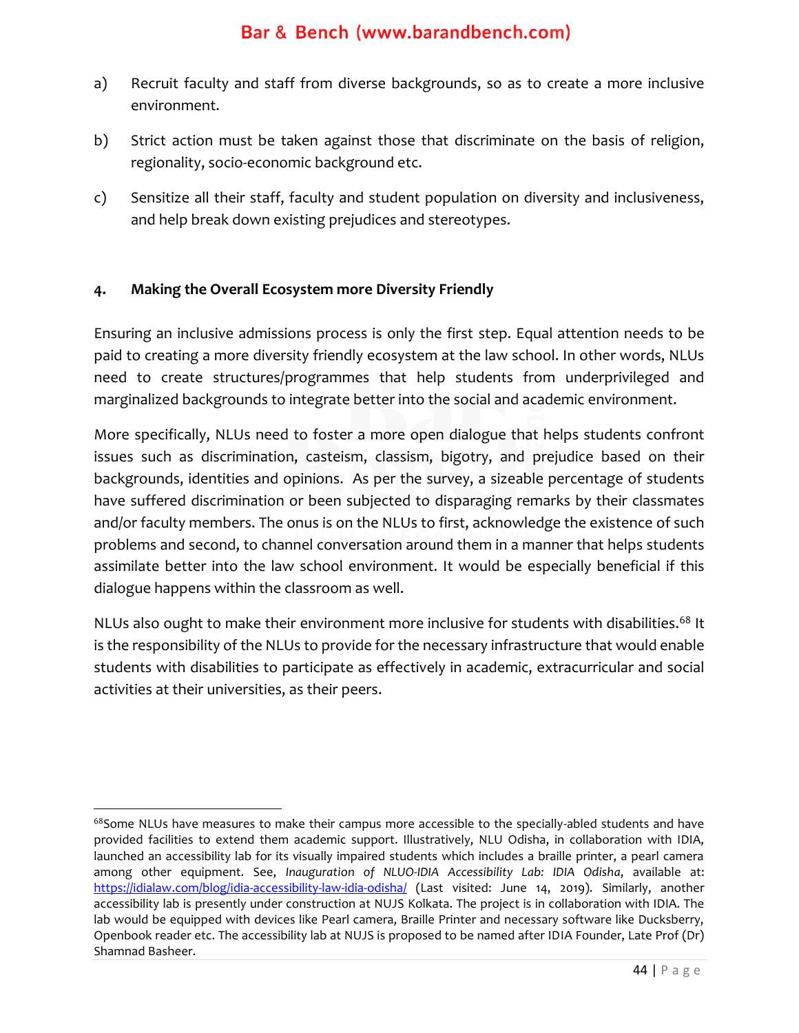a) Recruit faculty and staff from diverse backgrounds, so as to create a more inclusive environment.

b) Strict action must be taken against those that discriminate on the basis of religion, regionality, socio-economic background etc.

c) Sensitize all their staff, faculty and student population on diversity and inclusiveness, and help break down existing prejudices and stereotypes.

#### 4. Making the Overall Ecosystem more Diversity Friendly

Ensuring an inclusive admissions process is only the first step. Equal attention needs to be paid to creating a more diversity friendly ecosystem at the law school. In other words, NLUs need to create structures/programmes that help students from underprivileged and marginalized backgrounds to integrate better into the social and academic environment.

More specifically, NLUs need to foster a more open dialogue that helps students confront issues such as discrimination, casteism, classism, bigotry, and prejudice based on their backgrounds, identities and opinions. As per the survey, a sizeable percentage of students have suffered discrimination or been subjected to disparaging remarks by their classmates and/or faculty members. The onus is on the NLUs to first, acknowledge the existence of such problems and second, to channel conversation around them in a manner that helps students assimilate better into the law school environment. It would be especially beneficial if this dialogue happens within the classroom as well.

NLUs also ought to make their environment more inclusive for students with disabilities.[68] It is the responsibility of the NLUs to provide for the necessary infrastructure that would enable students with disabilities to participate as effectively in academic, extracurricular and social activities at their universities, as their peers.

---

[68] Some NLUs have measures to make their campus more accessible to the specially-abled students and have provided facilities to extend them academic support. Illustratively, NLU Odisha, in collaboration with IDIA, launched an accessibility lab for its visually impaired students which includes a braille printer, a pearl camera among other equipment. See, *Inauguration of NLUO-IDIA Accessibility Lab: IDIA Odisha*, available at: https://idialaw.com/blog/idia-accessibility-law-idia-odisha/ (Last visited: June 14, 2019). Similarly, another accessibility lab is presently under construction at NUJS Kolkata. The project is in collaboration with IDIA. The lab would be equipped with devices like Pearl camera, Braille Printer and necessary software like Ducksberry, Openbook reader etc. The accessibility lab at NUJS is proposed to be named after IDIA Founder, Late Prof (Dr) Shamnad Basheer.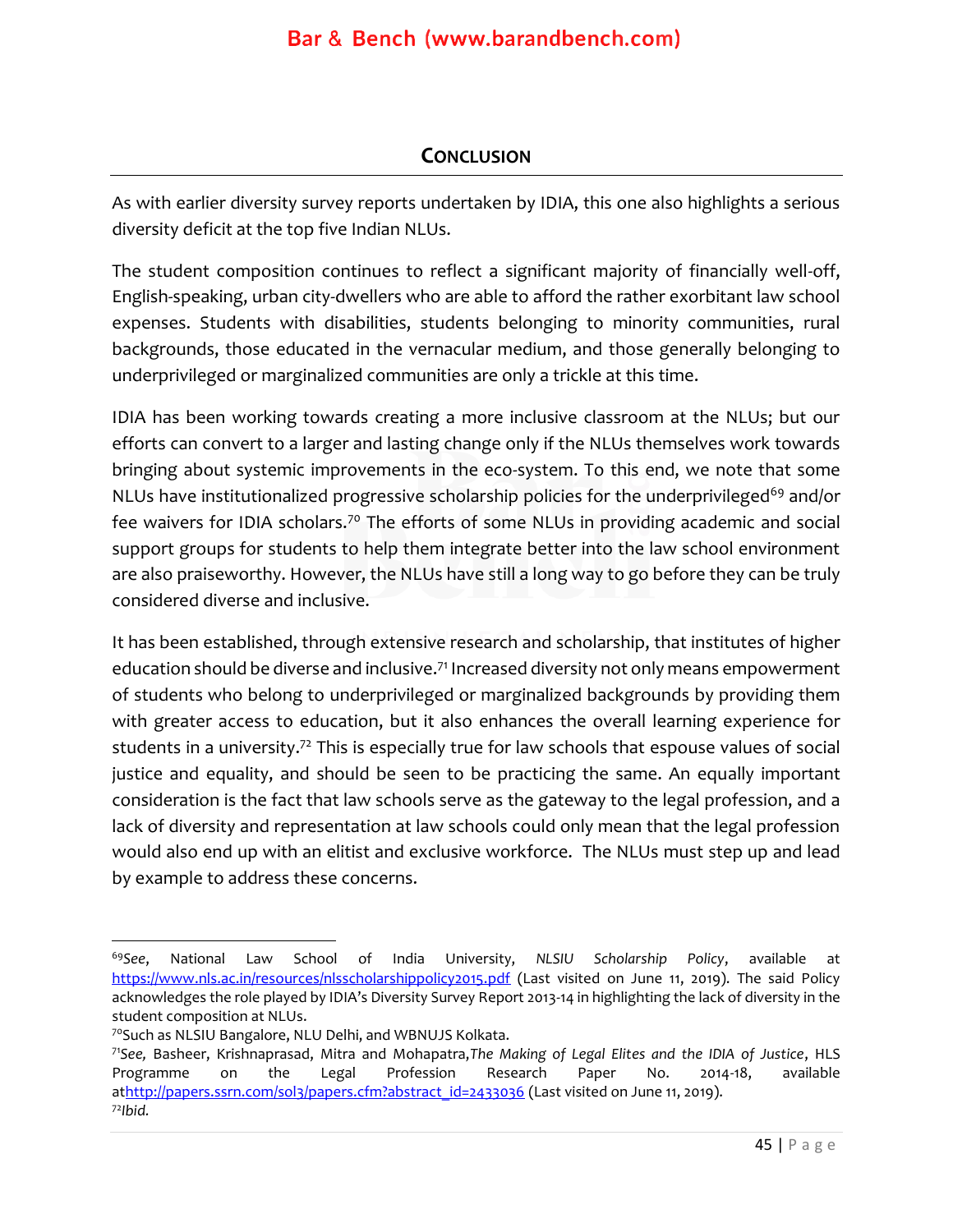## CONCLUSION

As with earlier diversity survey reports undertaken by IDIA, this one also highlights a serious diversity deficit at the top five Indian NLUs.

The student composition continues to reflect a significant majority of financially well-off, English-speaking, urban city-dwellers who are able to afford the rather exorbitant law school expenses. Students with disabilities, students belonging to minority communities, rural backgrounds, those educated in the vernacular medium, and those generally belonging to underprivileged or marginalized communities are only a trickle at this time.

IDIA has been working towards creating a more inclusive classroom at the NLUs; but our efforts can convert to a larger and lasting change only if the NLUs themselves work towards bringing about systemic improvements in the eco-system. To this end, we note that some NLUs have institutionalized progressive scholarship policies for the underprivileged[69] and/or fee waivers for IDIA scholars.[70] The efforts of some NLUs in providing academic and social support groups for students to help them integrate better into the law school environment are also praiseworthy. However, the NLUs have still a long way to go before they can be truly considered diverse and inclusive.

It has been established, through extensive research and scholarship, that institutes of higher education should be diverse and inclusive.[71] Increased diversity not only means empowerment of students who belong to underprivileged or marginalized backgrounds by providing them with greater access to education, but it also enhances the overall learning experience for students in a university.[72] This is especially true for law schools that espouse values of social justice and equality, and should be seen to be practicing the same. An equally important consideration is the fact that law schools serve as the gateway to the legal profession, and a lack of diversity and representation at law schools could only mean that the legal profession would also end up with an elitist and exclusive workforce. The NLUs must step up and lead by example to address these concerns.

---

[69] *See*, National Law School of India University, *NLSIU Scholarship Policy*, available at https://www.nls.ac.in/resources/nlsscholarshippolicy2015.pdf (Last visited on June 11, 2019). The said Policy acknowledges the role played by IDIA's Diversity Survey Report 2013-14 in highlighting the lack of diversity in the student composition at NLUs.

[70] Such as NLSIU Bangalore, NLU Delhi, and WBNUJS Kolkata.

[71] *See,* Basheer, Krishnaprasad, Mitra and Mohapatra, *The Making of Legal Elites and the IDIA of Justice*, HLS Programme on the Legal Profession Research Paper No. 2014-18, available at http://papers.ssrn.com/sol3/papers.cfm?abstract_id=2433036 (Last visited on June 11, 2019).

[72] *Ibid.*